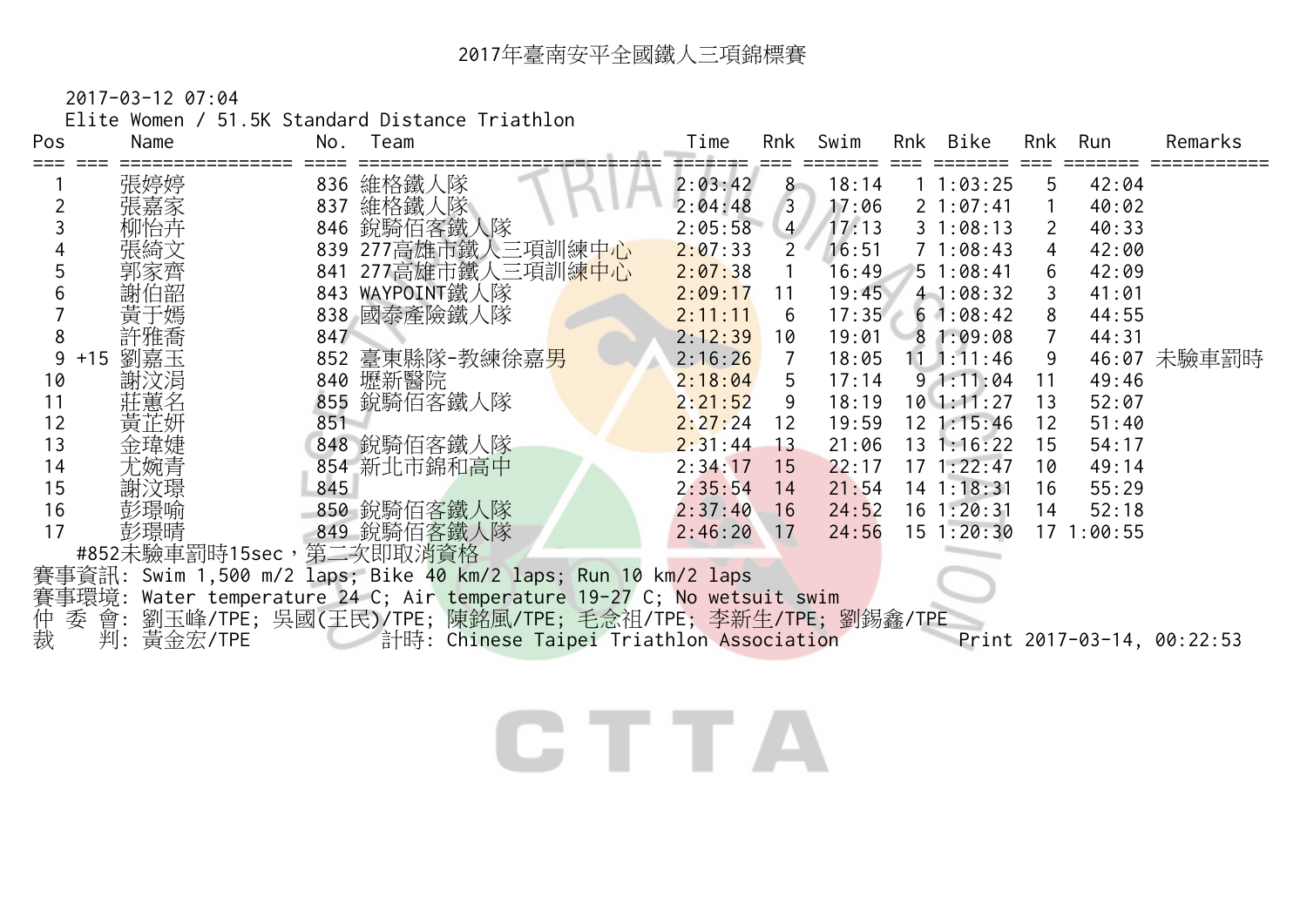# 2017年臺南安平全國鐵人三項錦標賽

2017-03-12 07:04

Elite Women / 51.5K Standard Distance Triathlon

| Pos | | Name | No. | Team | Time | Rnk | Swim | Rnk | Bike | Rnk | Run | Remarks |
|---|---|---|---|---|---|---|---|---|---|---|---|---|
| 1 | | 張婷婷 | 836 | 維格鐵人隊 | 2:03:42 | 8 | 18:14 | 1 | 1:03:25 | 5 | 42:04 | |
| 2 | | 張嘉家 | 837 | 維格鐵人隊 | 2:04:48 | 3 | 17:06 | 2 | 1:07:41 | 1 | 40:02 | |
| 3 | | 柳怡卉 | 846 | 銳騎佰客鐵人隊 | 2:05:58 | 4 | 17:13 | 3 | 1:08:13 | 2 | 40:33 | |
| 4 | | 張綺文 | 839 | 277高雄市鐵人三項訓練中心 | 2:07:33 | 2 | 16:51 | 7 | 1:08:43 | 4 | 42:00 | |
| 5 | | 郭家齊 | 841 | 277高雄市鐵人三項訓練中心 | 2:07:38 | 1 | 16:49 | 5 | 1:08:41 | 6 | 42:09 | |
| 6 | | 謝伯韶 | 843 | WAYPOINT鐵人隊 | 2:09:17 | 11 | 19:45 | 4 | 1:08:32 | 3 | 41:01 | |
| 7 | | 黃于嫣 | 838 | 國泰產險鐵人隊 | 2:11:11 | 6 | 17:35 | 6 | 1:08:42 | 8 | 44:55 | |
| 8 | | 許雅喬 | 847 | | 2:12:39 | 10 | 19:01 | 8 | 1:09:08 | 7 | 44:31 | |
| 9 | +15 | 劉嘉玉 | 852 | 臺東縣隊-教練徐嘉男 | 2:16:26 | 7 | 18:05 | 11 | 1:11:46 | 9 | 46:07 | 未驗車罰時 |
| 10 | | 謝汶涓 | 840 | 壢新醫院 | 2:18:04 | 5 | 17:14 | 9 | 1:11:04 | 11 | 49:46 | |
| 11 | | 莊蕙名 | 855 | 銳騎佰客鐵人隊 | 2:21:52 | 9 | 18:19 | 10 | 1:11:27 | 13 | 52:07 | |
| 12 | | 黃芷妍 | 851 | | 2:27:24 | 12 | 19:59 | 12 | 1:15:46 | 12 | 51:40 | |
| 13 | | 金瑋婕 | 848 | 銳騎佰客鐵人隊 | 2:31:44 | 13 | 21:06 | 13 | 1:16:22 | 15 | 54:17 | |
| 14 | | 尤婉青 | 854 | 新北市錦和高中 | 2:34:17 | 15 | 22:17 | 17 | 1:22:47 | 10 | 49:14 | |
| 15 | | 謝汶璟 | 845 | | 2:35:54 | 14 | 21:54 | 14 | 1:18:31 | 16 | 55:29 | |
| 16 | | 彭璟喻 | 850 | 銳騎佰客鐵人隊 | 2:37:40 | 16 | 24:52 | 16 | 1:20:31 | 14 | 52:18 | |
| 17 | | 彭璟晴 | 849 | 銳騎佰客鐵人隊 | 2:46:20 | 17 | 24:56 | 15 | 1:20:30 | 17 | 1:00:55 | |

#852未驗車罰時15sec，第二次即取消資格

賽事資訊: Swim 1,500 m/2 laps; Bike 40 km/2 laps; Run 10 km/2 laps

賽事環境: Water temperature 24 C; Air temperature 19-27 C; No wetsuit swim

仲 委 會: 劉玉峰/TPE; 吳國(王民)/TPE; 陳銘風/TPE; 毛念祖/TPE; 李新生/TPE; 劉錫鑫/TPE

裁 判: 黃金宏/TPE 計時: Chinese Taipei Triathlon Association Print 2017-03-14, 00:22:53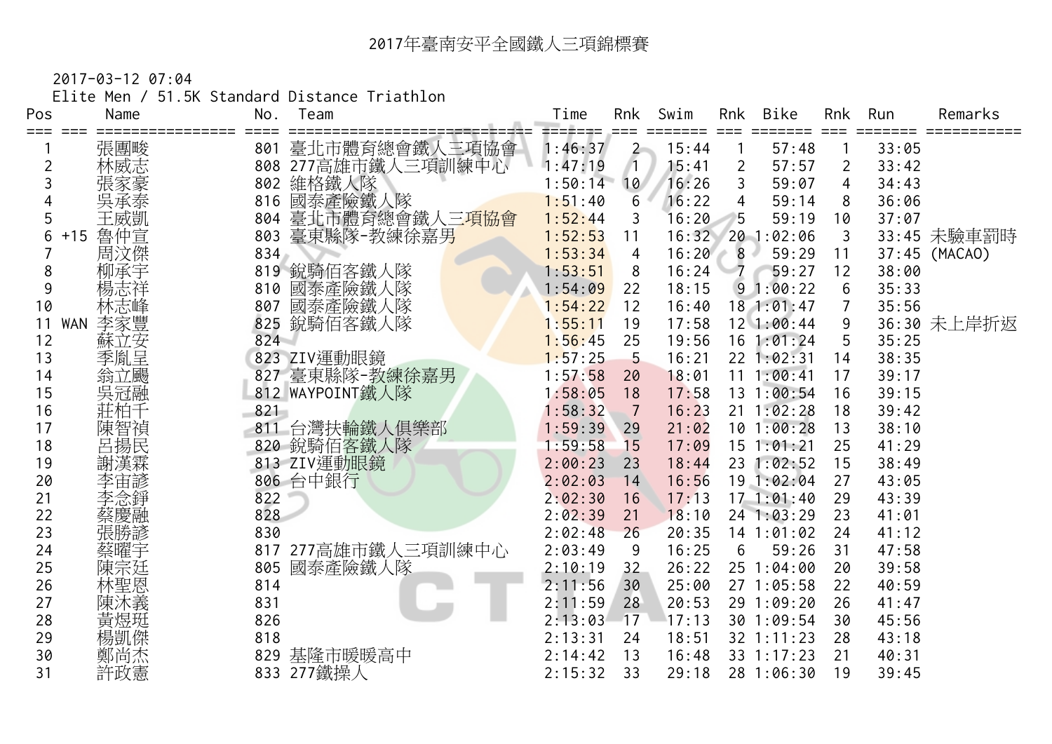# 2017年臺南安平全國鐵人三項錦標賽

2017-03-12 07:04

Elite Men / 51.5K Standard Distance Triathlon

| Pos | | Name | No. | Team | Time | Rnk | Swim | Rnk | Bike | Rnk | Run | Remarks |
|---|---|---|---|---|---|---|---|---|---|---|---|---|
| 1 | | 張團畯 | 801 | 臺北市體育總會鐵人三項協會 | 1:46:37 | 2 | 15:44 | 1 | 57:48 | 1 | 33:05 | |
| 2 | | 林威志 | 808 | 277高雄市鐵人三項訓練中心 | 1:47:19 | 1 | 15:41 | 2 | 57:57 | 2 | 33:42 | |
| 3 | | 張家豪 | 802 | 維格鐵人隊 | 1:50:14 | 10 | 16:26 | 3 | 59:07 | 4 | 34:43 | |
| 4 | | 吳承泰 | 816 | 國泰產險鐵人隊 | 1:51:40 | 6 | 16:22 | 4 | 59:14 | 8 | 36:06 | |
| 5 | | 王威凱 | 804 | 臺北市體育總會鐵人三項協會 | 1:52:44 | 3 | 16:20 | 5 | 59:19 | 10 | 37:07 | |
| 6 | +15 | 魯仲宣 | 803 | 臺東縣隊-教練徐嘉男 | 1:52:53 | 11 | 16:32 | 20 | 1:02:06 | 3 | 33:45 | 未驗車罰時 |
| 7 | | 周汶傑 | 834 | | 1:53:34 | 4 | 16:20 | 8 | 59:29 | 11 | 37:45 | (MACAO) |
| 8 | | 柳承宇 | 819 | 銳騎佰客鐵人隊 | 1:53:51 | 8 | 16:24 | 7 | 59:27 | 12 | 38:00 | |
| 9 | | 楊志祥 | 810 | 國泰產險鐵人隊 | 1:54:09 | 22 | 18:15 | 9 | 1:00:22 | 6 | 35:33 | |
| 10 | | 林志峰 | 807 | 國泰產險鐵人隊 | 1:54:22 | 12 | 16:40 | 18 | 1:01:47 | 7 | 35:56 | |
| 11 | WAN | 李家豐 | 825 | 銳騎佰客鐵人隊 | 1:55:11 | 19 | 17:58 | 12 | 1:00:44 | 9 | 36:30 | 未上岸折返 |
| 12 | | 蘇立安 | 824 | | 1:56:45 | 25 | 19:56 | 16 | 1:01:24 | 5 | 35:25 | |
| 13 | | 季胤呈 | 823 | ZIV運動眼鏡 | 1:57:25 | 5 | 16:21 | 22 | 1:02:31 | 14 | 38:35 | |
| 14 | | 翁立颺 | 827 | 臺東縣隊-教練徐嘉男 | 1:57:58 | 20 | 18:01 | 11 | 1:00:41 | 17 | 39:17 | |
| 15 | | 吳冠融 | 812 | WAYPOINT鐵人隊 | 1:58:05 | 18 | 17:58 | 13 | 1:00:54 | 16 | 39:15 | |
| 16 | | 莊柏千 | 821 | | 1:58:32 | 7 | 16:23 | 21 | 1:02:28 | 18 | 39:42 | |
| 17 | | 陳智禎 | 811 | 台灣扶輪鐵人俱樂部 | 1:59:39 | 29 | 21:02 | 10 | 1:00:28 | 13 | 38:10 | |
| 18 | | 呂揚民 | 820 | 銳騎佰客鐵人隊 | 1:59:58 | 15 | 17:09 | 15 | 1:01:21 | 25 | 41:29 | |
| 19 | | 謝漢霖 | 813 | ZIV運動眼鏡 | 2:00:23 | 23 | 18:44 | 23 | 1:02:52 | 15 | 38:49 | |
| 20 | | 李宙諺 | 806 | 台中銀行 | 2:02:03 | 14 | 16:56 | 19 | 1:02:04 | 27 | 43:05 | |
| 21 | | 李念錚 | 822 | | 2:02:30 | 16 | 17:13 | 17 | 1:01:40 | 29 | 43:39 | |
| 22 | | 蔡慶融 | 828 | | 2:02:39 | 21 | 18:10 | 24 | 1:03:29 | 23 | 41:01 | |
| 23 | | 張勝諺 | 830 | | 2:02:48 | 26 | 20:35 | 14 | 1:01:02 | 24 | 41:12 | |
| 24 | | 蔡曜宇 | 817 | 277高雄市鐵人三項訓練中心 | 2:03:49 | 9 | 16:25 | 6 | 59:26 | 31 | 47:58 | |
| 25 | | 陳宗廷 | 805 | 國泰產險鐵人隊 | 2:10:19 | 32 | 26:22 | 25 | 1:04:00 | 20 | 39:58 | |
| 26 | | 林聖恩 | 814 | | 2:11:56 | 30 | 25:00 | 27 | 1:05:58 | 22 | 40:59 | |
| 27 | | 陳沐義 | 831 | | 2:11:59 | 28 | 20:53 | 29 | 1:09:20 | 26 | 41:47 | |
| 28 | | 黃煜珽 | 826 | | 2:13:03 | 17 | 17:13 | 30 | 1:09:54 | 30 | 45:56 | |
| 29 | | 楊凱傑 | 818 | | 2:13:31 | 24 | 18:51 | 32 | 1:11:23 | 28 | 43:18 | |
| 30 | | 鄭尚杰 | 829 | 基隆市暖暖高中 | 2:14:42 | 13 | 16:48 | 33 | 1:17:23 | 21 | 40:31 | |
| 31 | | 許政憲 | 833 | 277鐵操人 | 2:15:32 | 33 | 29:18 | 28 | 1:06:30 | 19 | 39:45 | |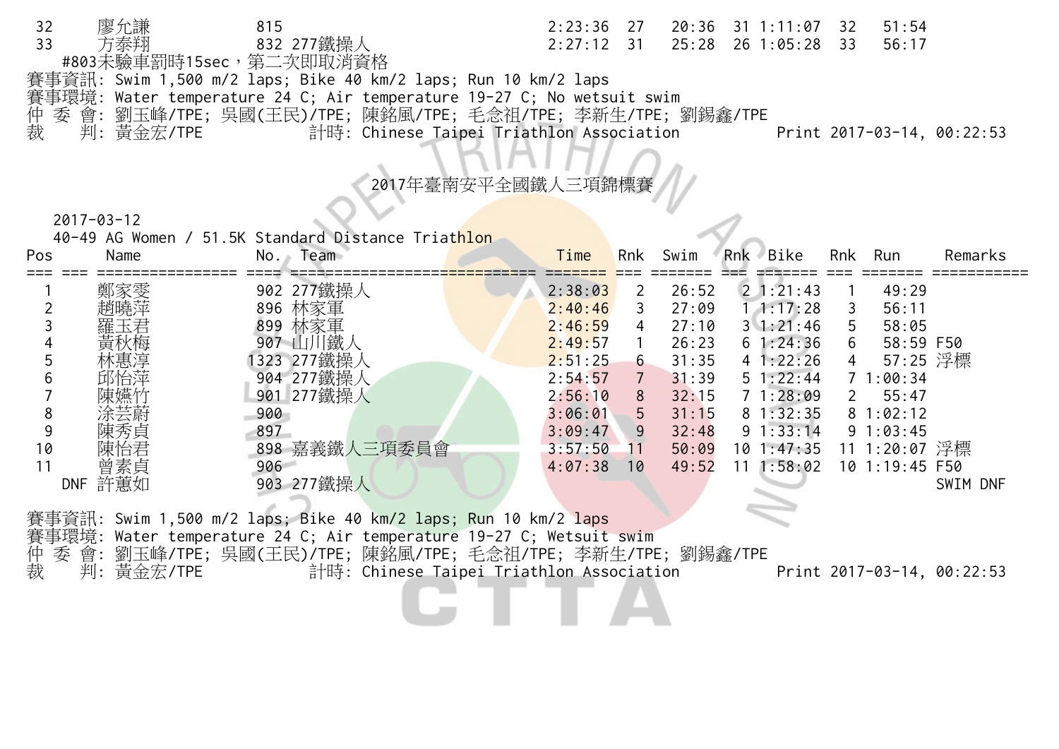| Pos | | Name | No. | Team | Time | Rnk | Swim | Rnk | Bike | Rnk | Run | Remarks |
|---|---|---|---|---|---|---|---|---|---|---|---|---|
| 32 | | 廖允謙 | 815 | | 2:23:36 | 27 | 20:36 | 31 | 1:11:07 | 32 | 51:54 | |
| 33 | | 方泰翔 | 832 | 277鐵操人 | 2:27:12 | 31 | 25:28 | 26 | 1:05:28 | 33 | 56:17 | |

#803未驗車罰時15sec，第二次即取消資格

賽事資訊: Swim 1,500 m/2 laps; Bike 40 km/2 laps; Run 10 km/2 laps
賽事環境: Water temperature 24 C; Air temperature 19-27 C; No wetsuit swim
仲 委 會: 劉玉峰/TPE; 吳國(王民)/TPE; 陳銘風/TPE; 毛念祖/TPE; 李新生/TPE; 劉錫鑫/TPE
裁　 判: 黃金宏/TPE　　計時: Chinese Taipei Triathlon Association　　Print 2017-03-14, 00:22:53

# 2017年臺南安平全國鐵人三項錦標賽

2017-03-12

40-49 AG Women / 51.5K Standard Distance Triathlon

| Pos | | Name | No. | Team | Time | Rnk | Swim | Rnk | Bike | Rnk | Run | Remarks |
|---|---|---|---|---|---|---|---|---|---|---|---|---|
| 1 | | 鄭家雯 | 902 | 277鐵操人 | 2:38:03 | 2 | 26:52 | 2 | 1:21:43 | 1 | 49:29 | |
| 2 | | 趙曉萍 | 896 | 林家軍 | 2:40:46 | 3 | 27:09 | 1 | 1:17:28 | 3 | 56:11 | |
| 3 | | 羅玉君 | 899 | 林家軍 | 2:46:59 | 4 | 27:10 | 3 | 1:21:46 | 5 | 58:05 | |
| 4 | | 黃秋梅 | 907 | 山川鐵人 | 2:49:57 | 1 | 26:23 | 6 | 1:24:36 | 6 | 58:59 | F50 |
| 5 | | 林惠淳 | 1323 | 277鐵操人 | 2:51:25 | 6 | 31:35 | 4 | 1:22:26 | 4 | 57:25 | 浮標 |
| 6 | | 邱怡萍 | 904 | 277鐵操人 | 2:54:57 | 7 | 31:39 | 5 | 1:22:44 | 7 | 1:00:34 | |
| 7 | | 陳嬿竹 | 901 | 277鐵操人 | 2:56:10 | 8 | 32:15 | 7 | 1:28:09 | 2 | 55:47 | |
| 8 | | 涂芸蔚 | 900 | | 3:06:01 | 5 | 31:15 | 8 | 1:32:35 | 8 | 1:02:12 | |
| 9 | | 陳秀貞 | 897 | | 3:09:47 | 9 | 32:48 | 9 | 1:33:14 | 9 | 1:03:45 | |
| 10 | | 陳怡君 | 898 | 嘉義鐵人三項委員會 | 3:57:50 | 11 | 50:09 | 10 | 1:47:35 | 11 | 1:20:07 | 浮標 |
| 11 | | 曾素貞 | 906 | | 4:07:38 | 10 | 49:52 | 11 | 1:58:02 | 10 | 1:19:45 | F50 |
| | DNF | 許蕙如 | 903 | 277鐵操人 | | | | | | | | SWIM DNF |

賽事資訊: Swim 1,500 m/2 laps; Bike 40 km/2 laps; Run 10 km/2 laps
賽事環境: Water temperature 24 C; Air temperature 19-27 C; Wetsuit swim
仲 委 會: 劉玉峰/TPE; 吳國(王民)/TPE; 陳銘風/TPE; 毛念祖/TPE; 李新生/TPE; 劉錫鑫/TPE
裁　 判: 黃金宏/TPE　　計時: Chinese Taipei Triathlon Association　　Print 2017-03-14, 00:22:53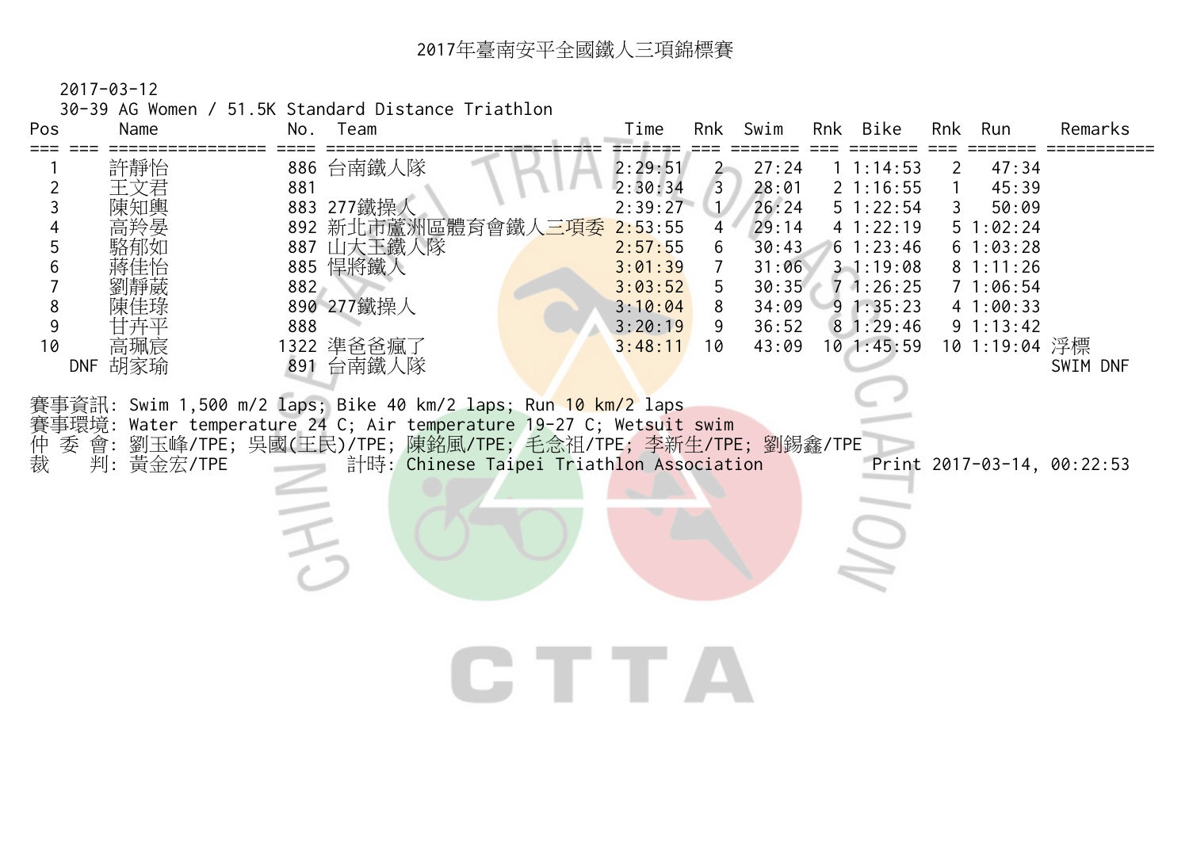# 2017年臺南安平全國鐵人三項錦標賽

2017-03-12

30-39 AG Women / 51.5K Standard Distance Triathlon

| Pos | | Name | No. | Team | Time | Rnk | Swim | Rnk | Bike | Rnk | Run | Remarks |
|---|---|---|---|---|---|---|---|---|---|---|---|---|
| 1 | | 許靜怡 | 886 | 台南鐵人隊 | 2:29:51 | 2 | 27:24 | 1 | 1:14:53 | 2 | 47:34 | |
| 2 | | 王文君 | 881 | | 2:30:34 | 3 | 28:01 | 2 | 1:16:55 | 1 | 45:39 | |
| 3 | | 陳知輿 | 883 | 277鐵操人 | 2:39:27 | 1 | 26:24 | 5 | 1:22:54 | 3 | 50:09 | |
| 4 | | 高羚晏 | 892 | 新北市蘆洲區體育會鐵人三項委 | 2:53:55 | 4 | 29:14 | 4 | 1:22:19 | 5 | 1:02:24 | |
| 5 | | 駱郁如 | 887 | 山大王鐵人隊 | 2:57:55 | 6 | 30:43 | 6 | 1:23:46 | 6 | 1:03:28 | |
| 6 | | 蔣佳怡 | 885 | 悍將鐵人 | 3:01:39 | 7 | 31:06 | 3 | 1:19:08 | 8 | 1:11:26 | |
| 7 | | 劉靜葳 | 882 | | 3:03:52 | 5 | 30:35 | 7 | 1:26:25 | 7 | 1:06:54 | |
| 8 | | 陳佳琭 | 890 | 277鐵操人 | 3:10:04 | 8 | 34:09 | 9 | 1:35:23 | 4 | 1:00:33 | |
| 9 | | 甘卉平 | 888 | | 3:20:19 | 9 | 36:52 | 8 | 1:29:46 | 9 | 1:13:42 | |
| 10 | | 高珮宸 | 1322 | 準爸爸瘋了 | 3:48:11 | 10 | 43:09 | 10 | 1:45:59 | 10 | 1:19:04 | 浮標 |
| | DNF | 胡家瑜 | 891 | 台南鐵人隊 | | | | | | | | SWIM DNF |

賽事資訊: Swim 1,500 m/2 laps; Bike 40 km/2 laps; Run 10 km/2 laps

賽事環境: Water temperature 24 C; Air temperature 19-27 C; Wetsuit swim

仲 委 會: 劉玉峰/TPE; 吳國(王民)/TPE; 陳銘風/TPE; 毛念祖/TPE; 李新生/TPE; 劉錫鑫/TPE

裁 判: 黃金宏/TPE 計時: Chinese Taipei Triathlon Association Print 2017-03-14, 00:22:53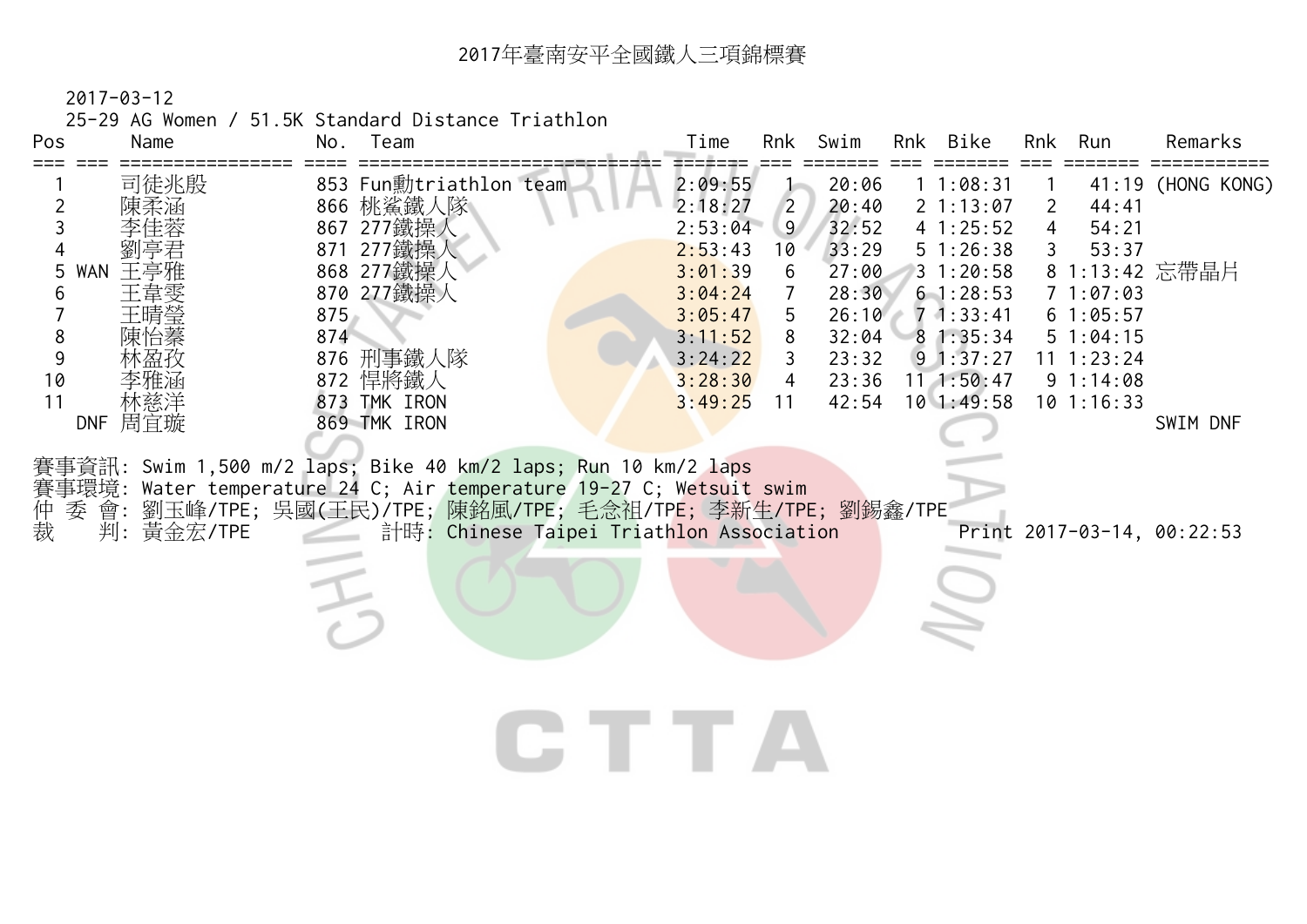# 2017年臺南安平全國鐵人三項錦標賽

2017-03-12

25-29 AG Women / 51.5K Standard Distance Triathlon

| Pos | | Name | No. | Team | Time | Rnk | Swim | Rnk | Bike | Rnk | Run | Remarks |
|---|---|---|---|---|---|---|---|---|---|---|---|---|
| 1 | | 司徒兆殷 | 853 | Fun動triathlon team | 2:09:55 | 1 | 20:06 | 1 | 1:08:31 | 1 | 41:19 | (HONG KONG) |
| 2 | | 陳柔涵 | 866 | 桃鯊鐵人隊 | 2:18:27 | 2 | 20:40 | 2 | 1:13:07 | 2 | 44:41 | |
| 3 | | 李佳蓉 | 867 | 277鐵操人 | 2:53:04 | 9 | 32:52 | 4 | 1:25:52 | 4 | 54:21 | |
| 4 | | 劉亭君 | 871 | 277鐵操人 | 2:53:43 | 10 | 33:29 | 5 | 1:26:38 | 3 | 53:37 | |
| 5 | WAN | 王亭雅 | 868 | 277鐵操人 | 3:01:39 | 6 | 27:00 | 3 | 1:20:58 | 8 | 1:13:42 | 忘帶晶片 |
| 6 | | 王韋雯 | 870 | 277鐵操人 | 3:04:24 | 7 | 28:30 | 6 | 1:28:53 | 7 | 1:07:03 | |
| 7 | | 王晴瑩 | 875 | | 3:05:47 | 5 | 26:10 | 7 | 1:33:41 | 6 | 1:05:57 | |
| 8 | | 陳怡蓁 | 874 | | 3:11:52 | 8 | 32:04 | 8 | 1:35:34 | 5 | 1:04:15 | |
| 9 | | 林盈孜 | 876 | 刑事鐵人隊 | 3:24:22 | 3 | 23:32 | 9 | 1:37:27 | 11 | 1:23:24 | |
| 10 | | 李雅涵 | 872 | 悍將鐵人 | 3:28:30 | 4 | 23:36 | 11 | 1:50:47 | 9 | 1:14:08 | |
| 11 | | 林慈洋 | 873 | TMK IRON | 3:49:25 | 11 | 42:54 | 10 | 1:49:58 | 10 | 1:16:33 | |
| | DNF | 周宜璇 | 869 | TMK IRON | | | | | | | | SWIM DNF |

賽事資訊: Swim 1,500 m/2 laps; Bike 40 km/2 laps; Run 10 km/2 laps

賽事環境: Water temperature 24 C; Air temperature 19-27 C; Wetsuit swim

仲 委 會: 劉玉峰/TPE; 吳國(王民)/TPE; 陳銘風/TPE; 毛念祖/TPE; 李新生/TPE; 劉錫鑫/TPE

裁　 判: 黃金宏/TPE　　計時: Chinese Taipei Triathlon Association　　Print 2017-03-14, 00:22:53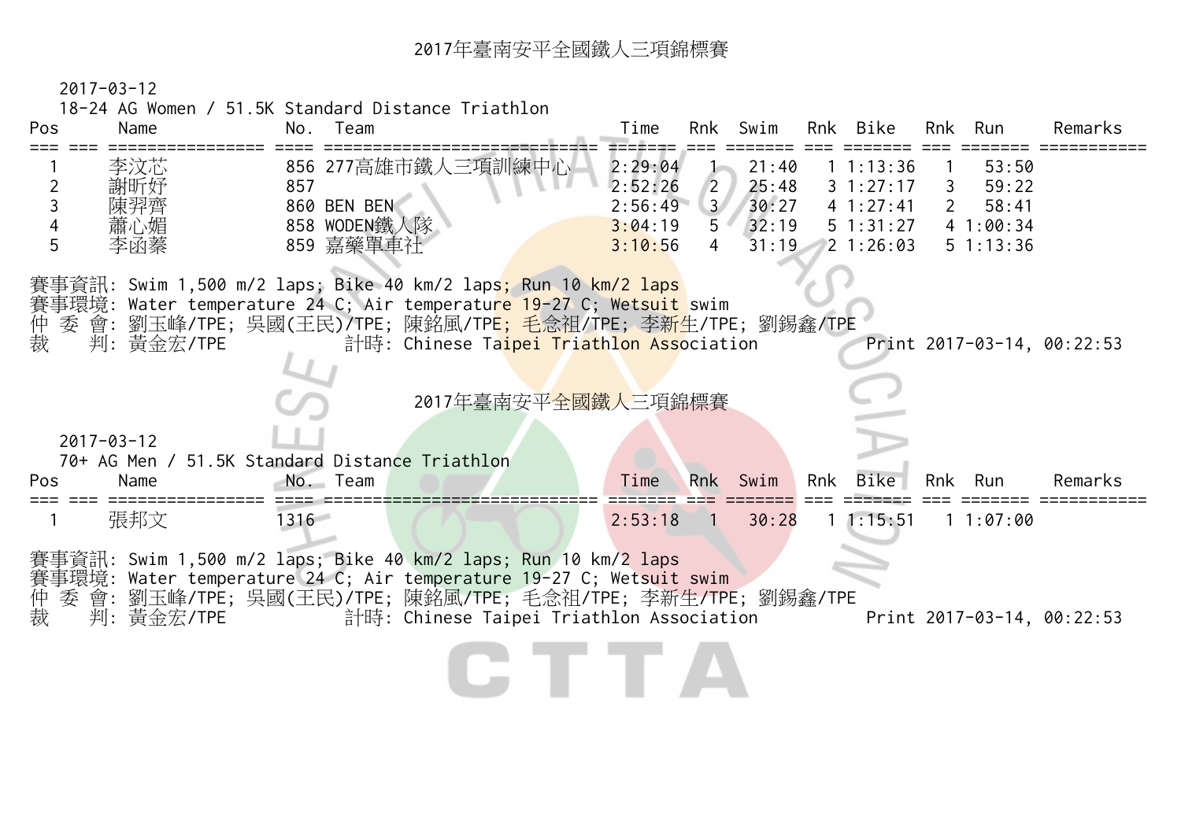# 2017年臺南安平全國鐵人三項錦標賽

2017-03-12

18-24 AG Women / 51.5K Standard Distance Triathlon

| Pos | | Name | No. | Team | Time | Rnk | Swim | Rnk | Bike | Rnk | Run | Remarks |
|---|---|---|---|---|---|---|---|---|---|---|---|---|
| 1 | | 李汶芯 | 856 | 277高雄市鐵人三項訓練中心 | 2:29:04 | 1 | 21:40 | 1 | 1:13:36 | 1 | 53:50 | |
| 2 | | 謝昕妤 | 857 | | 2:52:26 | 2 | 25:48 | 3 | 1:27:17 | 3 | 59:22 | |
| 3 | | 陳羿齊 | 860 | BEN BEN | 2:56:49 | 3 | 30:27 | 4 | 1:27:41 | 2 | 58:41 | |
| 4 | | 蕭心媚 | 858 | WODEN鐵人隊 | 3:04:19 | 5 | 32:19 | 5 | 1:31:27 | 4 | 1:00:34 | |
| 5 | | 李函蓁 | 859 | 嘉藥單車社 | 3:10:56 | 4 | 31:19 | 2 | 1:26:03 | 5 | 1:13:36 | |

賽事資訊: Swim 1,500 m/2 laps; Bike 40 km/2 laps; Run 10 km/2 laps
賽事環境: Water temperature 24 C; Air temperature 19-27 C; Wetsuit swim
仲 委 會: 劉玉峰/TPE; 吳國(王民)/TPE; 陳銘風/TPE; 毛念祖/TPE; 李新生/TPE; 劉錫鑫/TPE
裁　 判: 黃金宏/TPE　　計時: Chinese Taipei Triathlon Association　　Print 2017-03-14, 00:22:53

# 2017年臺南安平全國鐵人三項錦標賽

2017-03-12

70+ AG Men / 51.5K Standard Distance Triathlon

| Pos | | Name | No. | Team | Time | Rnk | Swim | Rnk | Bike | Rnk | Run | Remarks |
|---|---|---|---|---|---|---|---|---|---|---|---|---|
| 1 | | 張邦文 | 1316 | | 2:53:18 | 1 | 30:28 | 1 | 1:15:51 | 1 | 1:07:00 | |

賽事資訊: Swim 1,500 m/2 laps; Bike 40 km/2 laps; Run 10 km/2 laps
賽事環境: Water temperature 24 C; Air temperature 19-27 C; Wetsuit swim
仲 委 會: 劉玉峰/TPE; 吳國(王民)/TPE; 陳銘風/TPE; 毛念祖/TPE; 李新生/TPE; 劉錫鑫/TPE
裁　 判: 黃金宏/TPE　　計時: Chinese Taipei Triathlon Association　　Print 2017-03-14, 00:22:53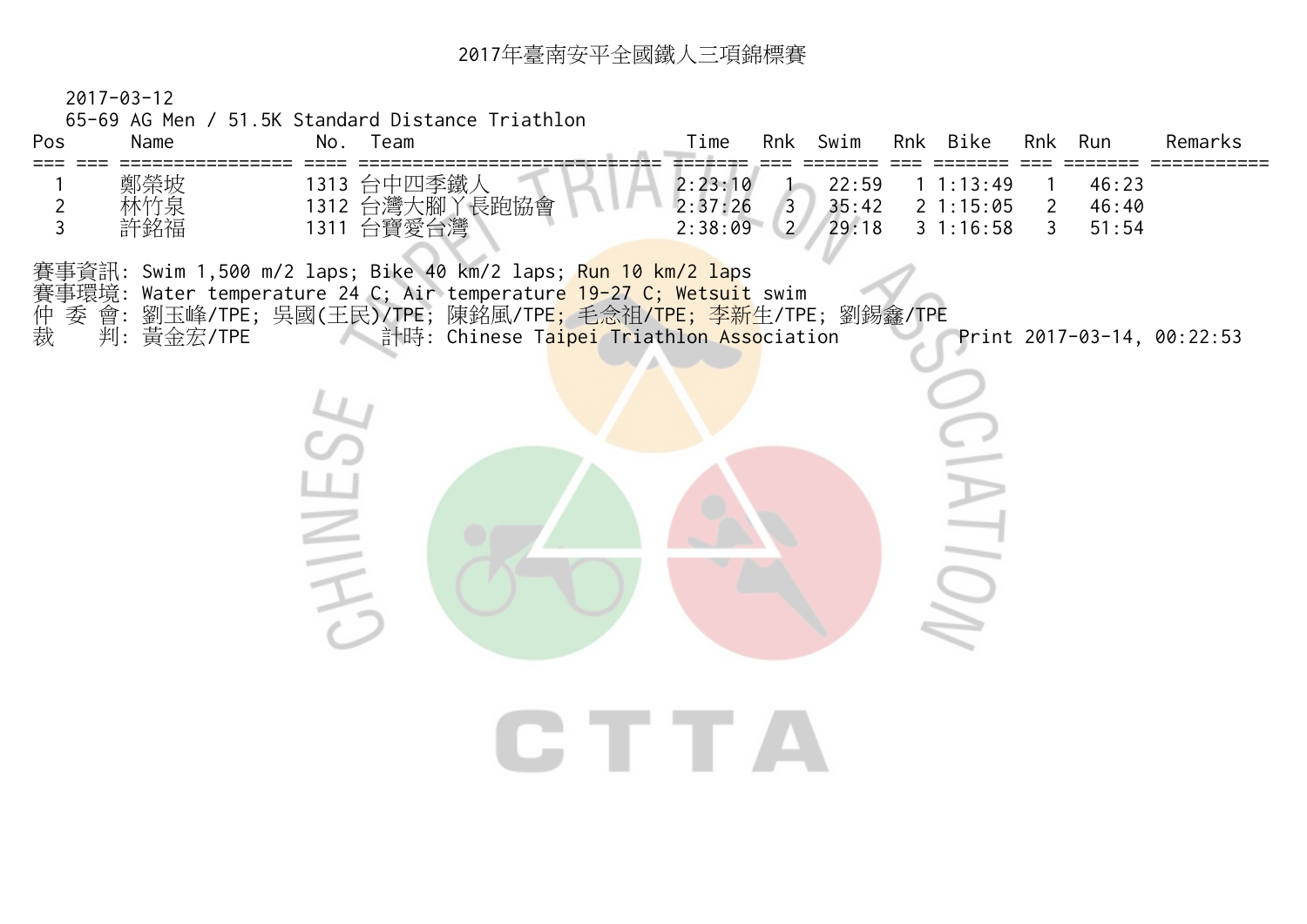# 2017年臺南安平全國鐵人三項錦標賽

2017-03-12

65-69 AG Men / 51.5K Standard Distance Triathlon

| Pos | | Name | No. | Team | Time | Rnk | Swim | Rnk | Bike | Rnk | Run | Remarks |
|---|---|---|---|---|---|---|---|---|---|---|---|---|
| 1 | | 鄭榮坡 | 1313 | 台中四季鐵人 | 2:23:10 | 1 | 22:59 | 1 | 1:13:49 | 1 | 46:23 | |
| 2 | | 林竹泉 | 1312 | 台灣大腳丫長跑協會 | 2:37:26 | 3 | 35:42 | 2 | 1:15:05 | 2 | 46:40 | |
| 3 | | 許銘福 | 1311 | 台寶愛台灣 | 2:38:09 | 2 | 29:18 | 3 | 1:16:58 | 3 | 51:54 | |

賽事資訊: Swim 1,500 m/2 laps; Bike 40 km/2 laps; Run 10 km/2 laps

賽事環境: Water temperature 24 C; Air temperature 19-27 C; Wetsuit swim

仲 委 會: 劉玉峰/TPE; 吳國(王民)/TPE; 陳銘風/TPE; 毛念祖/TPE; 李新生/TPE; 劉錫鑫/TPE

裁　　判: 黃金宏/TPE　　計時: Chinese Taipei Triathlon Association　　Print 2017-03-14, 00:22:53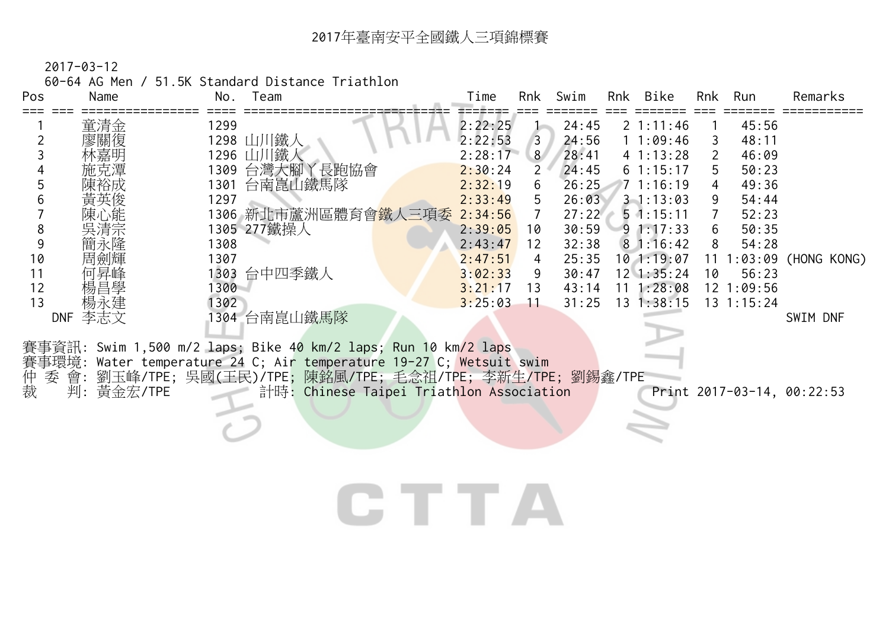# 2017年臺南安平全國鐵人三項錦標賽

2017-03-12

60-64 AG Men / 51.5K Standard Distance Triathlon

| Pos | | Name | No. | Team | Time | Rnk | Swim | Rnk | Bike | Rnk | Run | Remarks |
|---|---|---|---|---|---|---|---|---|---|---|---|---|
| 1 | | 童清金 | 1299 | | 2:22:25 | 1 | 24:45 | 2 | 1:11:46 | 1 | 45:56 | |
| 2 | | 廖關復 | 1298 | 山川鐵人 | 2:22:53 | 3 | 24:56 | 1 | 1:09:46 | 3 | 48:11 | |
| 3 | | 林嘉明 | 1296 | 山川鐵人 | 2:28:17 | 8 | 28:41 | 4 | 1:13:28 | 2 | 46:09 | |
| 4 | | 施克潭 | 1309 | 台灣大腳丫長跑協會 | 2:30:24 | 2 | 24:45 | 6 | 1:15:17 | 5 | 50:23 | |
| 5 | | 陳裕成 | 1301 | 台南崑山鐵馬隊 | 2:32:19 | 6 | 26:25 | 7 | 1:16:19 | 4 | 49:36 | |
| 6 | | 黃英俊 | 1297 | | 2:33:49 | 5 | 26:03 | 3 | 1:13:03 | 9 | 54:44 | |
| 7 | | 陳心能 | 1306 | 新北市蘆洲區體育會鐵人三項委 | 2:34:56 | 7 | 27:22 | 5 | 1:15:11 | 7 | 52:23 | |
| 8 | | 吳清宗 | 1305 | 277鐵操人 | 2:39:05 | 10 | 30:59 | 9 | 1:17:33 | 6 | 50:35 | |
| 9 | | 簡永隆 | 1308 | | 2:43:47 | 12 | 32:38 | 8 | 1:16:42 | 8 | 54:28 | |
| 10 | | 周劍輝 | 1307 | | 2:47:51 | 4 | 25:35 | 10 | 1:19:07 | 11 | 1:03:09 | (HONG KONG) |
| 11 | | 何昇峰 | 1303 | 台中四季鐵人 | 3:02:33 | 9 | 30:47 | 12 | 1:35:24 | 10 | 56:23 | |
| 12 | | 楊昌學 | 1300 | | 3:21:17 | 13 | 43:14 | 11 | 1:28:08 | 12 | 1:09:56 | |
| 13 | | 楊永建 | 1302 | | 3:25:03 | 11 | 31:25 | 13 | 1:38:15 | 13 | 1:15:24 | |
| | DNF | 李志文 | 1304 | 台南崑山鐵馬隊 | | | | | | | | SWIM DNF |

賽事資訊: Swim 1,500 m/2 laps; Bike 40 km/2 laps; Run 10 km/2 laps

賽事環境: Water temperature 24 C; Air temperature 19-27 C; Wetsuit swim

仲 委 會: 劉玉峰/TPE; 吳國(王民)/TPE; 陳銘風/TPE; 毛念祖/TPE; 李新生/TPE; 劉錫鑫/TPE

裁　　判: 黃金宏/TPE　　　計時: Chinese Taipei Triathlon Association　　　Print 2017-03-14, 00:22:53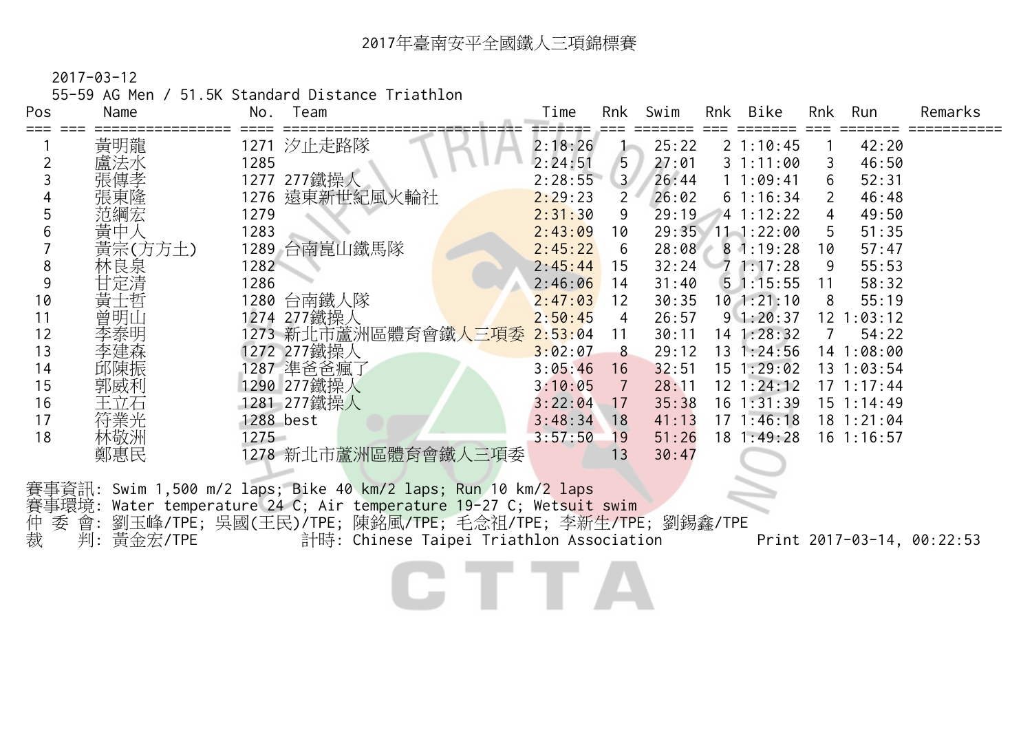# 2017年臺南安平全國鐵人三項錦標賽

2017-03-12

55-59 AG Men / 51.5K Standard Distance Triathlon

| Pos | | Name | No. | Team | Time | Rnk | Swim | Rnk | Bike | Rnk | Run | Remarks |
|---|---|---|---|---|---|---|---|---|---|---|---|---|
| 1 | | 黃明龍 | 1271 | 汐止走路隊 | 2:18:26 | 1 | 25:22 | 2 | 1:10:45 | 1 | 42:20 | |
| 2 | | 盧法水 | 1285 | | 2:24:51 | 5 | 27:01 | 3 | 1:11:00 | 3 | 46:50 | |
| 3 | | 張傳孝 | 1277 | 277鐵操人 | 2:28:55 | 3 | 26:44 | 1 | 1:09:41 | 6 | 52:31 | |
| 4 | | 張東隆 | 1276 | 遠東新世紀風火輪社 | 2:29:23 | 2 | 26:02 | 6 | 1:16:34 | 2 | 46:48 | |
| 5 | | 范綱宏 | 1279 | | 2:31:30 | 9 | 29:19 | 4 | 1:12:22 | 4 | 49:50 | |
| 6 | | 黃中人 | 1283 | | 2:43:09 | 10 | 29:35 | 11 | 1:22:00 | 5 | 51:35 | |
| 7 | | 黃宗(方方土) | 1289 | 台南崑山鐵馬隊 | 2:45:22 | 6 | 28:08 | 8 | 1:19:28 | 10 | 57:47 | |
| 8 | | 林良泉 | 1282 | | 2:45:44 | 15 | 32:24 | 7 | 1:17:28 | 9 | 55:53 | |
| 9 | | 甘定清 | 1286 | | 2:46:06 | 14 | 31:40 | 5 | 1:15:55 | 11 | 58:32 | |
| 10 | | 黃士哲 | 1280 | 台南鐵人隊 | 2:47:03 | 12 | 30:35 | 10 | 1:21:10 | 8 | 55:19 | |
| 11 | | 曾明山 | 1274 | 277鐵操人 | 2:50:45 | 4 | 26:57 | 9 | 1:20:37 | 12 | 1:03:12 | |
| 12 | | 李泰明 | 1273 | 新北市蘆洲區體育會鐵人三項委 | 2:53:04 | 11 | 30:11 | 14 | 1:28:32 | 7 | 54:22 | |
| 13 | | 李建森 | 1272 | 277鐵操人 | 3:02:07 | 8 | 29:12 | 13 | 1:24:56 | 14 | 1:08:00 | |
| 14 | | 邱陳振 | 1287 | 準爸爸瘋了 | 3:05:46 | 16 | 32:51 | 15 | 1:29:02 | 13 | 1:03:54 | |
| 15 | | 郭威利 | 1290 | 277鐵操人 | 3:10:05 | 7 | 28:11 | 12 | 1:24:12 | 17 | 1:17:44 | |
| 16 | | 王立石 | 1281 | 277鐵操人 | 3:22:04 | 17 | 35:38 | 16 | 1:31:39 | 15 | 1:14:49 | |
| 17 | | 符業光 | 1288 | best | 3:48:34 | 18 | 41:13 | 17 | 1:46:18 | 18 | 1:21:04 | |
| 18 | | 林敬洲 | 1275 | | 3:57:50 | 19 | 51:26 | 18 | 1:49:28 | 16 | 1:16:57 | |
| | | 鄭惠民 | 1278 | 新北市蘆洲區體育會鐵人三項委 | | 13 | 30:47 | | | | | |

賽事資訊: Swim 1,500 m/2 laps; Bike 40 km/2 laps; Run 10 km/2 laps

賽事環境: Water temperature 24 C; Air temperature 19-27 C; Wetsuit swim

仲 委 會: 劉玉峰/TPE; 吳國(王民)/TPE; 陳銘風/TPE; 毛念祖/TPE; 李新生/TPE; 劉錫鑫/TPE

裁　　判: 黃金宏/TPE　　計時: Chinese Taipei Triathlon Association　　Print 2017-03-14, 00:22:53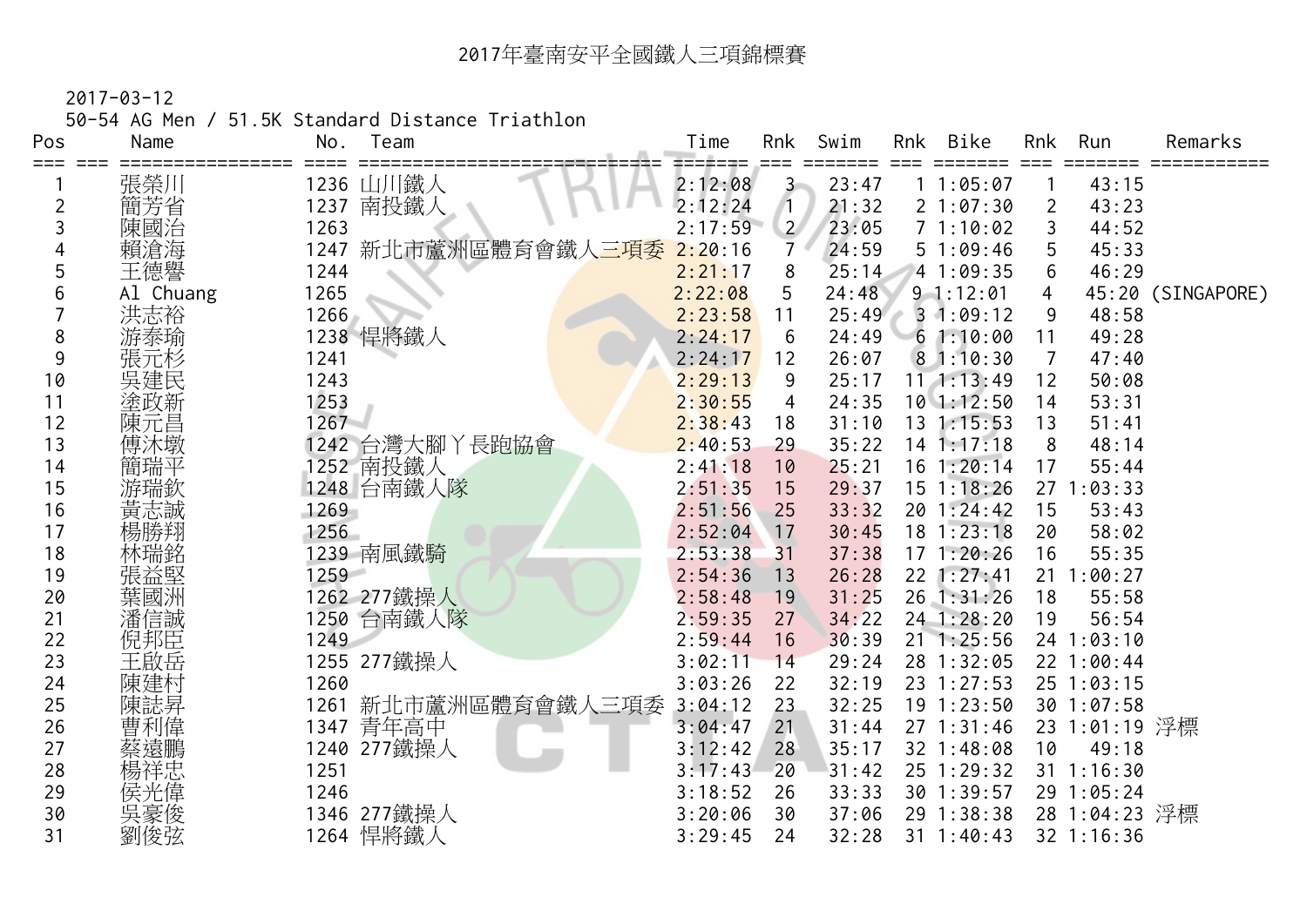# 2017年臺南安平全國鐵人三項錦標賽

2017-03-12

50-54 AG Men / 51.5K Standard Distance Triathlon

| Pos | Name | No. | Team | Time | Rnk | Swim | Rnk | Bike | Rnk | Run | Remarks |
|---|---|---|---|---|---|---|---|---|---|---|---|
| 1 | 張榮川 | 1236 | 山川鐵人 | 2:12:08 | 3 | 23:47 | 1 | 1:05:07 | 1 | 43:15 | |
| 2 | 簡芳省 | 1237 | 南投鐵人 | 2:12:24 | 1 | 21:32 | 2 | 1:07:30 | 2 | 43:23 | |
| 3 | 陳國治 | 1263 | | 2:17:59 | 2 | 23:05 | 7 | 1:10:02 | 3 | 44:52 | |
| 4 | 賴滄海 | 1247 | 新北市蘆洲區體育會鐵人三項委 | 2:20:16 | 7 | 24:59 | 5 | 1:09:46 | 5 | 45:33 | |
| 5 | 王德譽 | 1244 | | 2:21:17 | 8 | 25:14 | 4 | 1:09:35 | 6 | 46:29 | |
| 6 | Al Chuang | 1265 | | 2:22:08 | 5 | 24:48 | 9 | 1:12:01 | 4 | 45:20 | (SINGAPORE) |
| 7 | 洪志裕 | 1266 | | 2:23:58 | 11 | 25:49 | 3 | 1:09:12 | 9 | 48:58 | |
| 8 | 游泰瑜 | 1238 | 悍將鐵人 | 2:24:17 | 6 | 24:49 | 6 | 1:10:00 | 11 | 49:28 | |
| 9 | 張元杉 | 1241 | | 2:24:17 | 12 | 26:07 | 8 | 1:10:30 | 7 | 47:40 | |
| 10 | 吳建民 | 1243 | | 2:29:13 | 9 | 25:17 | 11 | 1:13:49 | 12 | 50:08 | |
| 11 | 塗政新 | 1253 | | 2:30:55 | 4 | 24:35 | 10 | 1:12:50 | 14 | 53:31 | |
| 12 | 陳元昌 | 1267 | | 2:38:43 | 18 | 31:10 | 13 | 1:15:53 | 13 | 51:41 | |
| 13 | 傅沐墩 | 1242 | 台灣大腳丫長跑協會 | 2:40:53 | 29 | 35:22 | 14 | 1:17:18 | 8 | 48:14 | |
| 14 | 簡瑞平 | 1252 | 南投鐵人 | 2:41:18 | 10 | 25:21 | 16 | 1:20:14 | 17 | 55:44 | |
| 15 | 游瑞欽 | 1248 | 台南鐵人隊 | 2:51:35 | 15 | 29:37 | 15 | 1:18:26 | 27 | 1:03:33 | |
| 16 | 黃志誠 | 1269 | | 2:51:56 | 25 | 33:32 | 20 | 1:24:42 | 15 | 53:43 | |
| 17 | 楊勝翔 | 1256 | | 2:52:04 | 17 | 30:45 | 18 | 1:23:18 | 20 | 58:02 | |
| 18 | 林瑞銘 | 1239 | 南風鐵騎 | 2:53:38 | 31 | 37:38 | 17 | 1:20:26 | 16 | 55:35 | |
| 19 | 張益堅 | 1259 | | 2:54:36 | 13 | 26:28 | 22 | 1:27:41 | 21 | 1:00:27 | |
| 20 | 葉國洲 | 1262 | 277鐵操人 | 2:58:48 | 19 | 31:25 | 26 | 1:31:26 | 18 | 55:58 | |
| 21 | 潘信誠 | 1250 | 台南鐵人隊 | 2:59:35 | 27 | 34:22 | 24 | 1:28:20 | 19 | 56:54 | |
| 22 | 倪邦臣 | 1249 | | 2:59:44 | 16 | 30:39 | 21 | 1:25:56 | 24 | 1:03:10 | |
| 23 | 王啟岳 | 1255 | 277鐵操人 | 3:02:11 | 14 | 29:24 | 28 | 1:32:05 | 22 | 1:00:44 | |
| 24 | 陳建村 | 1260 | | 3:03:26 | 22 | 32:19 | 23 | 1:27:53 | 25 | 1:03:15 | |
| 25 | 陳誌昇 | 1261 | 新北市蘆洲區體育會鐵人三項委 | 3:04:12 | 23 | 32:25 | 19 | 1:23:50 | 30 | 1:07:58 | |
| 26 | 曹利偉 | 1347 | 青年高中 | 3:04:47 | 21 | 31:44 | 27 | 1:31:46 | 23 | 1:01:19 | 浮標 |
| 27 | 蔡遠鵬 | 1240 | 277鐵操人 | 3:12:42 | 28 | 35:17 | 32 | 1:48:08 | 10 | 49:18 | |
| 28 | 楊祥忠 | 1251 | | 3:17:43 | 20 | 31:42 | 25 | 1:29:32 | 31 | 1:16:30 | |
| 29 | 侯光偉 | 1246 | | 3:18:52 | 26 | 33:33 | 30 | 1:39:57 | 29 | 1:05:24 | |
| 30 | 吳豪俊 | 1346 | 277鐵操人 | 3:20:06 | 30 | 37:06 | 29 | 1:38:38 | 28 | 1:04:23 | 浮標 |
| 31 | 劉俊弦 | 1264 | 悍將鐵人 | 3:29:45 | 24 | 32:28 | 31 | 1:40:43 | 32 | 1:16:36 | |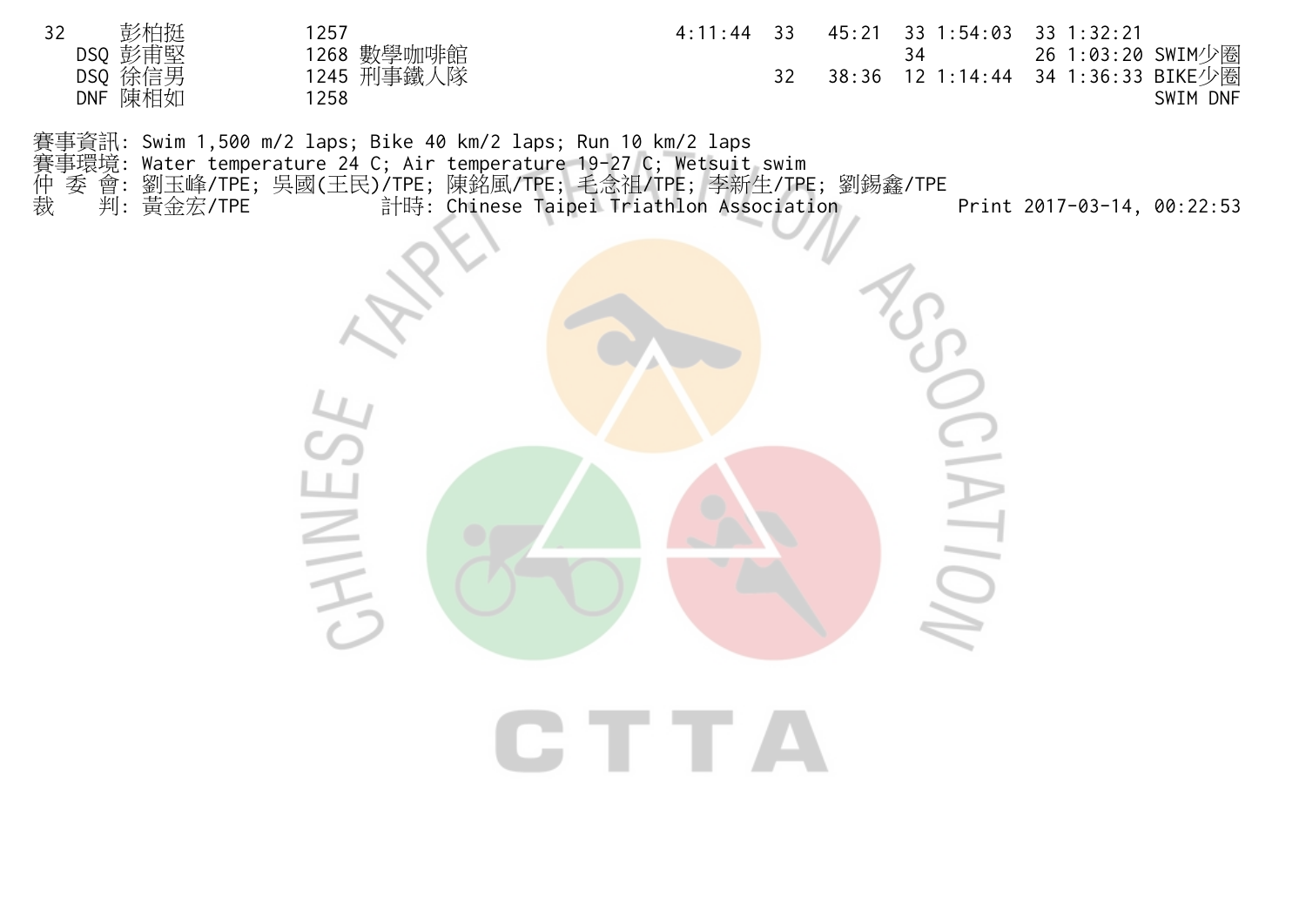| | | | | | | | | | | | |
|---|---|---|---|---|---|---|---|---|---|---|---|
| 32 | 彭柏挺 | 1257 | | 4:11:44 | 33 | 45:21 | 33 | 1:54:03 | 33 | 1:32:21 | |
| DSQ | 彭甫堅 | 1268 | 數學咖啡館 | | | | 34 | | 26 | 1:03:20 | SWIM少圈 |
| DSQ | 徐信男 | 1245 | 刑事鐵人隊 | | 32 | 38:36 | 12 | 1:14:44 | 34 | 1:36:33 | BIKE少圈 |
| DNF | 陳相如 | 1258 | | | | | | | | | SWIM DNF |

賽事資訊: Swim 1,500 m/2 laps; Bike 40 km/2 laps; Run 10 km/2 laps
賽事環境: Water temperature 24 C; Air temperature 19-27 C; Wetsuit swim
仲 委 會: 劉玉峰/TPE; 吳國(王民)/TPE; 陳銘風/TPE; 毛念祖/TPE; 李新生/TPE; 劉錫鑫/TPE
裁 判: 黃金宏/TPE 計時: Chinese Taipei Triathlon Association Print 2017-03-14, 00:22:53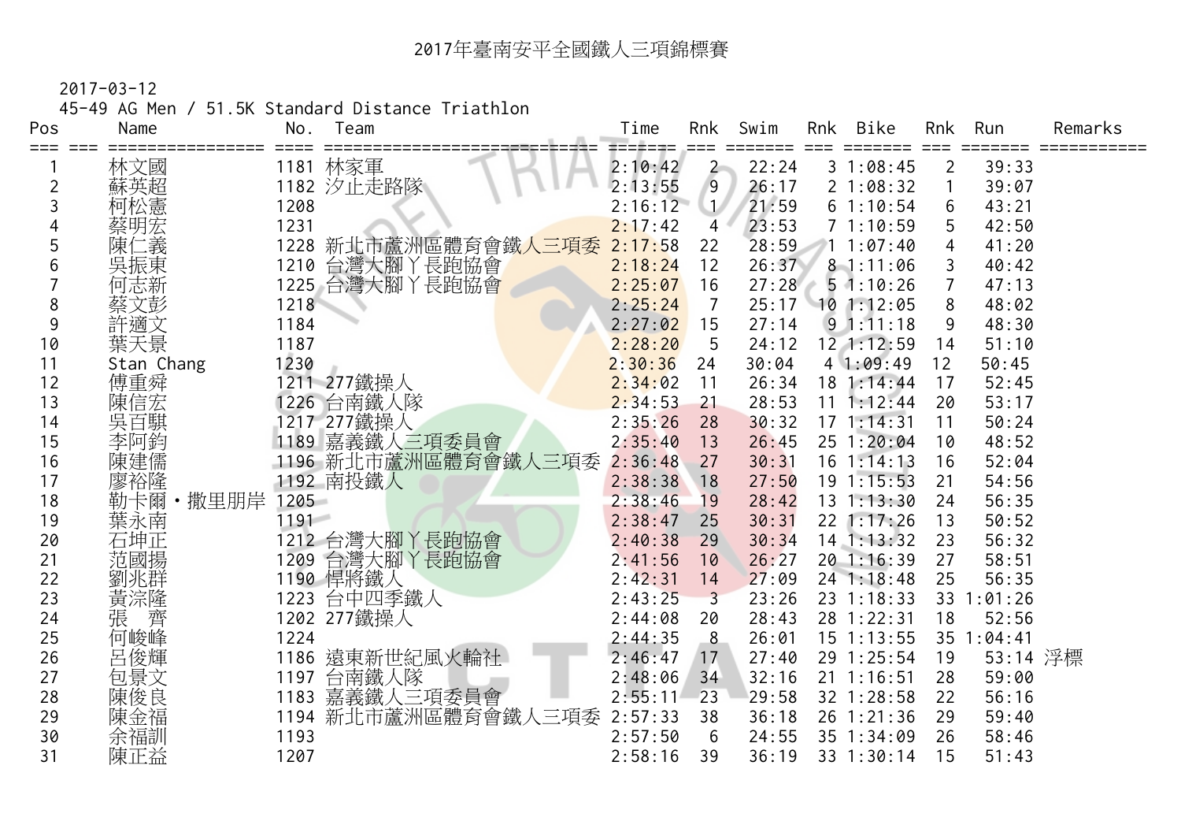# 2017年臺南安平全國鐵人三項錦標賽

2017-03-12

45-49 AG Men / 51.5K Standard Distance Triathlon

| Pos | Name | No. | Team | Time | Rnk | Swim | Rnk | Bike | Rnk | Run | Remarks |
|---|---|---|---|---|---|---|---|---|---|---|---|
| 1 | 林文國 | 1181 | 林家軍 | 2:10:42 | 2 | 22:24 | 3 | 1:08:45 | 2 | 39:33 | |
| 2 | 蘇英超 | 1182 | 汐止走路隊 | 2:13:55 | 9 | 26:17 | 2 | 1:08:32 | 1 | 39:07 | |
| 3 | 柯松憲 | 1208 | | 2:16:12 | 1 | 21:59 | 6 | 1:10:54 | 6 | 43:21 | |
| 4 | 蔡明宏 | 1231 | | 2:17:42 | 4 | 23:53 | 7 | 1:10:59 | 5 | 42:50 | |
| 5 | 陳仁義 | 1228 | 新北市蘆洲區體育會鐵人三項委 | 2:17:58 | 22 | 28:59 | 1 | 1:07:40 | 4 | 41:20 | |
| 6 | 吳振東 | 1210 | 台灣大腳丫長跑協會 | 2:18:24 | 12 | 26:37 | 8 | 1:11:06 | 3 | 40:42 | |
| 7 | 何志新 | 1225 | 台灣大腳丫長跑協會 | 2:25:07 | 16 | 27:28 | 5 | 1:10:26 | 7 | 47:13 | |
| 8 | 蔡文彭 | 1218 | | 2:25:24 | 7 | 25:17 | 10 | 1:12:05 | 8 | 48:02 | |
| 9 | 許適文 | 1184 | | 2:27:02 | 15 | 27:14 | 9 | 1:11:18 | 9 | 48:30 | |
| 10 | 葉天景 | 1187 | | 2:28:20 | 5 | 24:12 | 12 | 1:12:59 | 14 | 51:10 | |
| 11 | Stan Chang | 1230 | | 2:30:36 | 24 | 30:04 | 4 | 1:09:49 | 12 | 50:45 | |
| 12 | 傅重舜 | 1211 | 277鐵操人 | 2:34:02 | 11 | 26:34 | 18 | 1:14:44 | 17 | 52:45 | |
| 13 | 陳信宏 | 1226 | 台南鐵人隊 | 2:34:53 | 21 | 28:53 | 11 | 1:12:44 | 20 | 53:17 | |
| 14 | 吳百騏 | 1217 | 277鐵操人 | 2:35:26 | 28 | 30:32 | 17 | 1:14:31 | 11 | 50:24 | |
| 15 | 李阿鈞 | 1189 | 嘉義鐵人三項委員會 | 2:35:40 | 13 | 26:45 | 25 | 1:20:04 | 10 | 48:52 | |
| 16 | 陳建儒 | 1196 | 新北市蘆洲區體育會鐵人三項委 | 2:36:48 | 27 | 30:31 | 16 | 1:14:13 | 16 | 52:04 | |
| 17 | 廖裕隆 | 1192 | 南投鐵人 | 2:38:38 | 18 | 27:50 | 19 | 1:15:53 | 21 | 54:56 | |
| 18 | 勒卡爾・撒里朋岸 | 1205 | | 2:38:46 | 19 | 28:42 | 13 | 1:13:30 | 24 | 56:35 | |
| 19 | 葉永南 | 1191 | | 2:38:47 | 25 | 30:31 | 22 | 1:17:26 | 13 | 50:52 | |
| 20 | 石坤正 | 1212 | 台灣大腳丫長跑協會 | 2:40:38 | 29 | 30:34 | 14 | 1:13:32 | 23 | 56:32 | |
| 21 | 范國揚 | 1209 | 台灣大腳丫長跑協會 | 2:41:56 | 10 | 26:27 | 20 | 1:16:39 | 27 | 58:51 | |
| 22 | 劉兆群 | 1190 | 悍將鐵人 | 2:42:31 | 14 | 27:09 | 24 | 1:18:48 | 25 | 56:35 | |
| 23 | 黃淙隆 | 1223 | 台中四季鐵人 | 2:43:25 | 3 | 23:26 | 23 | 1:18:33 | 33 | 1:01:26 | |
| 24 | 張　齊 | 1202 | 277鐵操人 | 2:44:08 | 20 | 28:43 | 28 | 1:22:31 | 18 | 52:56 | |
| 25 | 何峻峰 | 1224 | | 2:44:35 | 8 | 26:01 | 15 | 1:13:55 | 35 | 1:04:41 | |
| 26 | 呂俊輝 | 1186 | 遠東新世紀風火輪社 | 2:46:47 | 17 | 27:40 | 29 | 1:25:54 | 19 | 53:14 | 浮標 |
| 27 | 包景文 | 1197 | 台南鐵人隊 | 2:48:06 | 34 | 32:16 | 21 | 1:16:51 | 28 | 59:00 | |
| 28 | 陳俊良 | 1183 | 嘉義鐵人三項委員會 | 2:55:11 | 23 | 29:58 | 32 | 1:28:58 | 22 | 56:16 | |
| 29 | 陳金福 | 1194 | 新北市蘆洲區體育會鐵人三項委 | 2:57:33 | 38 | 36:18 | 26 | 1:21:36 | 29 | 59:40 | |
| 30 | 余福訓 | 1193 | | 2:57:50 | 6 | 24:55 | 35 | 1:34:09 | 26 | 58:46 | |
| 31 | 陳正益 | 1207 | | 2:58:16 | 39 | 36:19 | 33 | 1:30:14 | 15 | 51:43 | |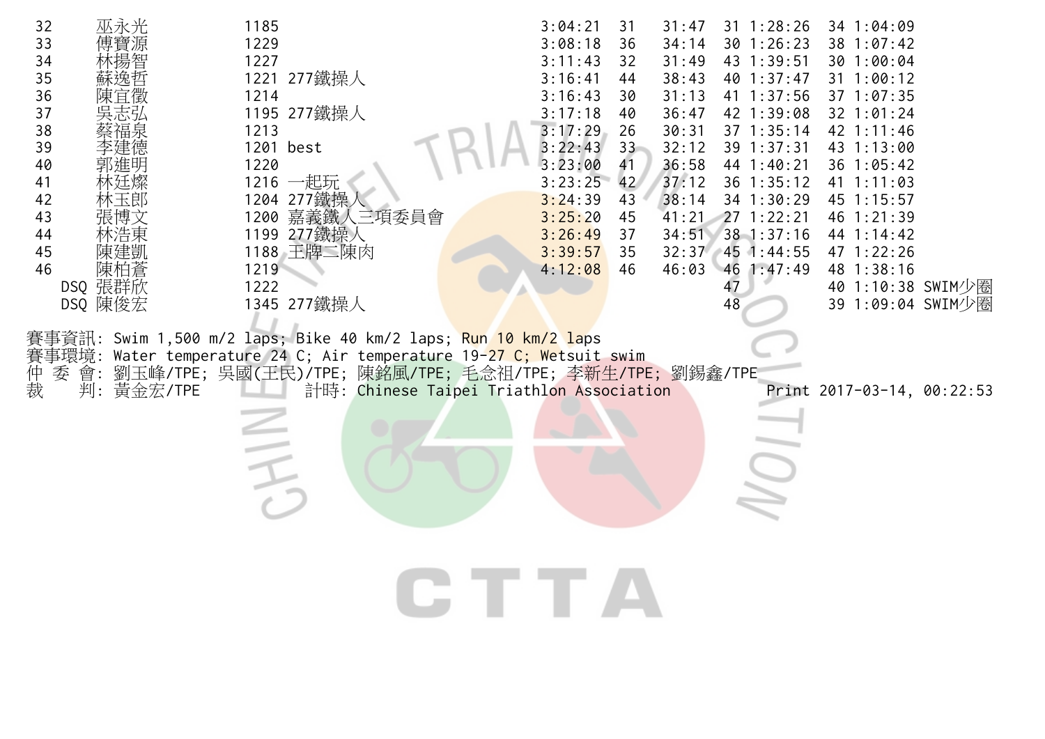| | | | | | | | | | | | | |
|---|---|---|---|---|---|---|---|---|---|---|---|---|
| 32 | 巫永光 | 1185 | | 3:04:21 | 31 | 31:47 | 31 | 1:28:26 | 34 | 1:04:09 | |
| 33 | 傅寶源 | 1229 | | 3:08:18 | 36 | 34:14 | 30 | 1:26:23 | 38 | 1:07:42 | |
| 34 | 林揚智 | 1227 | | 3:11:43 | 32 | 31:49 | 43 | 1:39:51 | 30 | 1:00:04 | |
| 35 | 蘇逸哲 | 1221 | 277鐵操人 | 3:16:41 | 44 | 38:43 | 40 | 1:37:47 | 31 | 1:00:12 | |
| 36 | 陳宜徵 | 1214 | | 3:16:43 | 30 | 31:13 | 41 | 1:37:56 | 37 | 1:07:35 | |
| 37 | 吳志弘 | 1195 | 277鐵操人 | 3:17:18 | 40 | 36:47 | 42 | 1:39:08 | 32 | 1:01:24 | |
| 38 | 蔡福泉 | 1213 | | 3:17:29 | 26 | 30:31 | 37 | 1:35:14 | 42 | 1:11:46 | |
| 39 | 李建德 | 1201 | best | 3:22:43 | 33 | 32:12 | 39 | 1:37:31 | 43 | 1:13:00 | |
| 40 | 郭進明 | 1220 | | 3:23:00 | 41 | 36:58 | 44 | 1:40:21 | 36 | 1:05:42 | |
| 41 | 林廷燦 | 1216 | 一起玩 | 3:23:25 | 42 | 37:12 | 36 | 1:35:12 | 41 | 1:11:03 | |
| 42 | 林玉郎 | 1204 | 277鐵操人 | 3:24:39 | 43 | 38:14 | 34 | 1:30:29 | 45 | 1:15:57 | |
| 43 | 張博文 | 1200 | 嘉義鐵人三項委員會 | 3:25:20 | 45 | 41:21 | 27 | 1:22:21 | 46 | 1:21:39 | |
| 44 | 林浩東 | 1199 | 277鐵操人 | 3:26:49 | 37 | 34:51 | 38 | 1:37:16 | 44 | 1:14:42 | |
| 45 | 陳建凱 | 1188 | 王牌二陳肉 | 3:39:57 | 35 | 32:37 | 45 | 1:44:55 | 47 | 1:22:26 | |
| 46 | 陳柏蒼 | 1219 | | 4:12:08 | 46 | 46:03 | 46 | 1:47:49 | 48 | 1:38:16 | |
| DSQ | 張群欣 | 1222 | | | | | 47 | | 40 | 1:10:38 | SWIM少圈 |
| DSQ | 陳俊宏 | 1345 | 277鐵操人 | | | | 48 | | 39 | 1:09:04 | SWIM少圈 |

賽事資訊: Swim 1,500 m/2 laps; Bike 40 km/2 laps; Run 10 km/2 laps
賽事環境: Water temperature 24 C; Air temperature 19-27 C; Wetsuit swim
仲 委 會: 劉玉峰/TPE; 吳國(王民)/TPE; 陳銘風/TPE; 毛念祖/TPE; 李新生/TPE; 劉錫鑫/TPE
裁 判: 黃金宏/TPE 計時: Chinese Taipei Triathlon Association Print 2017-03-14, 00:22:53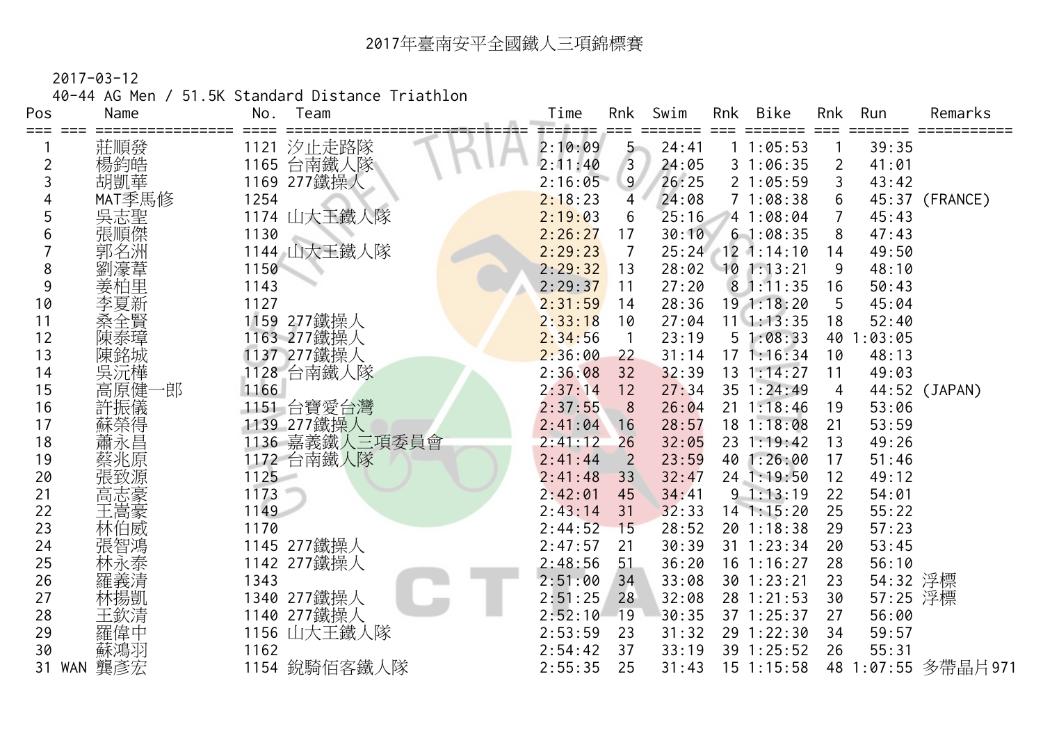# 2017年臺南安平全國鐵人三項錦標賽

2017-03-12

40-44 AG Men / 51.5K Standard Distance Triathlon

| Pos | | Name | No. | Team | Time | Rnk | Swim | Rnk | Bike | Rnk | Run | Remarks |
|---|---|---|---|---|---|---|---|---|---|---|---|---|
| 1 | | 莊順發 | 1121 | 汐止走路隊 | 2:10:09 | 5 | 24:41 | 1 | 1:05:53 | 1 | 39:35 | |
| 2 | | 楊鈞皓 | 1165 | 台南鐵人隊 | 2:11:40 | 3 | 24:05 | 3 | 1:06:35 | 2 | 41:01 | |
| 3 | | 胡凱華 | 1169 | 277鐵操人 | 2:16:05 | 9 | 26:25 | 2 | 1:05:59 | 3 | 43:42 | |
| 4 | | MAT季馬修 | 1254 | | 2:18:23 | 4 | 24:08 | 7 | 1:08:38 | 6 | 45:37 | (FRANCE) |
| 5 | | 吳志聖 | 1174 | 山大王鐵人隊 | 2:19:03 | 6 | 25:16 | 4 | 1:08:04 | 7 | 45:43 | |
| 6 | | 張順傑 | 1130 | | 2:26:27 | 17 | 30:10 | 6 | 1:08:35 | 8 | 47:43 | |
| 7 | | 郭名洲 | 1144 | 山大王鐵人隊 | 2:29:23 | 7 | 25:24 | 12 | 1:14:10 | 14 | 49:50 | |
| 8 | | 劉濠葦 | 1150 | | 2:29:32 | 13 | 28:02 | 10 | 1:13:21 | 9 | 48:10 | |
| 9 | | 姜柏里 | 1143 | | 2:29:37 | 11 | 27:20 | 8 | 1:11:35 | 16 | 50:43 | |
| 10 | | 李夏新 | 1127 | | 2:31:59 | 14 | 28:36 | 19 | 1:18:20 | 5 | 45:04 | |
| 11 | | 桑全賢 | 1159 | 277鐵操人 | 2:33:18 | 10 | 27:04 | 11 | 1:13:35 | 18 | 52:40 | |
| 12 | | 陳泰璋 | 1163 | 277鐵操人 | 2:34:56 | 1 | 23:19 | 5 | 1:08:33 | 40 | 1:03:05 | |
| 13 | | 陳銘城 | 1137 | 277鐵操人 | 2:36:00 | 22 | 31:14 | 17 | 1:16:34 | 10 | 48:13 | |
| 14 | | 吳沅樺 | 1128 | 台南鐵人隊 | 2:36:08 | 32 | 32:39 | 13 | 1:14:27 | 11 | 49:03 | |
| 15 | | 高原健一郎 | 1166 | | 2:37:14 | 12 | 27:34 | 35 | 1:24:49 | 4 | 44:52 | (JAPAN) |
| 16 | | 許振儀 | 1151 | 台寶愛台灣 | 2:37:55 | 8 | 26:04 | 21 | 1:18:46 | 19 | 53:06 | |
| 17 | | 蘇榮得 | 1139 | 277鐵操人 | 2:41:04 | 16 | 28:57 | 18 | 1:18:08 | 21 | 53:59 | |
| 18 | | 蕭永昌 | 1136 | 嘉義鐵人三項委員會 | 2:41:12 | 26 | 32:05 | 23 | 1:19:42 | 13 | 49:26 | |
| 19 | | 蔡兆原 | 1172 | 台南鐵人隊 | 2:41:44 | 2 | 23:59 | 40 | 1:26:00 | 17 | 51:46 | |
| 20 | | 張致源 | 1125 | | 2:41:48 | 33 | 32:47 | 24 | 1:19:50 | 12 | 49:12 | |
| 21 | | 高志豪 | 1173 | | 2:42:01 | 45 | 34:41 | 9 | 1:13:19 | 22 | 54:01 | |
| 22 | | 王嵩豪 | 1149 | | 2:43:14 | 31 | 32:33 | 14 | 1:15:20 | 25 | 55:22 | |
| 23 | | 林伯威 | 1170 | | 2:44:52 | 15 | 28:52 | 20 | 1:18:38 | 29 | 57:23 | |
| 24 | | 張智鴻 | 1145 | 277鐵操人 | 2:47:57 | 21 | 30:39 | 31 | 1:23:34 | 20 | 53:45 | |
| 25 | | 林永泰 | 1142 | 277鐵操人 | 2:48:56 | 51 | 36:20 | 16 | 1:16:27 | 28 | 56:10 | |
| 26 | | 羅義清 | 1343 | | 2:51:00 | 34 | 33:08 | 30 | 1:23:21 | 23 | 54:32 | 浮標 |
| 27 | | 林揚凱 | 1340 | 277鐵操人 | 2:51:25 | 28 | 32:08 | 28 | 1:21:53 | 30 | 57:25 | 浮標 |
| 28 | | 王欽清 | 1140 | 277鐵操人 | 2:52:10 | 19 | 30:35 | 37 | 1:25:37 | 27 | 56:00 | |
| 29 | | 羅偉中 | 1156 | 山大王鐵人隊 | 2:53:59 | 23 | 31:32 | 29 | 1:22:30 | 34 | 59:57 | |
| 30 | | 蘇鴻羽 | 1162 | | 2:54:42 | 37 | 33:19 | 39 | 1:25:52 | 26 | 55:31 | |
| 31 | WAN | 龔彥宏 | 1154 | 銳騎佰客鐵人隊 | 2:55:35 | 25 | 31:43 | 15 | 1:15:58 | 48 | 1:07:55 | 多帶晶片971 |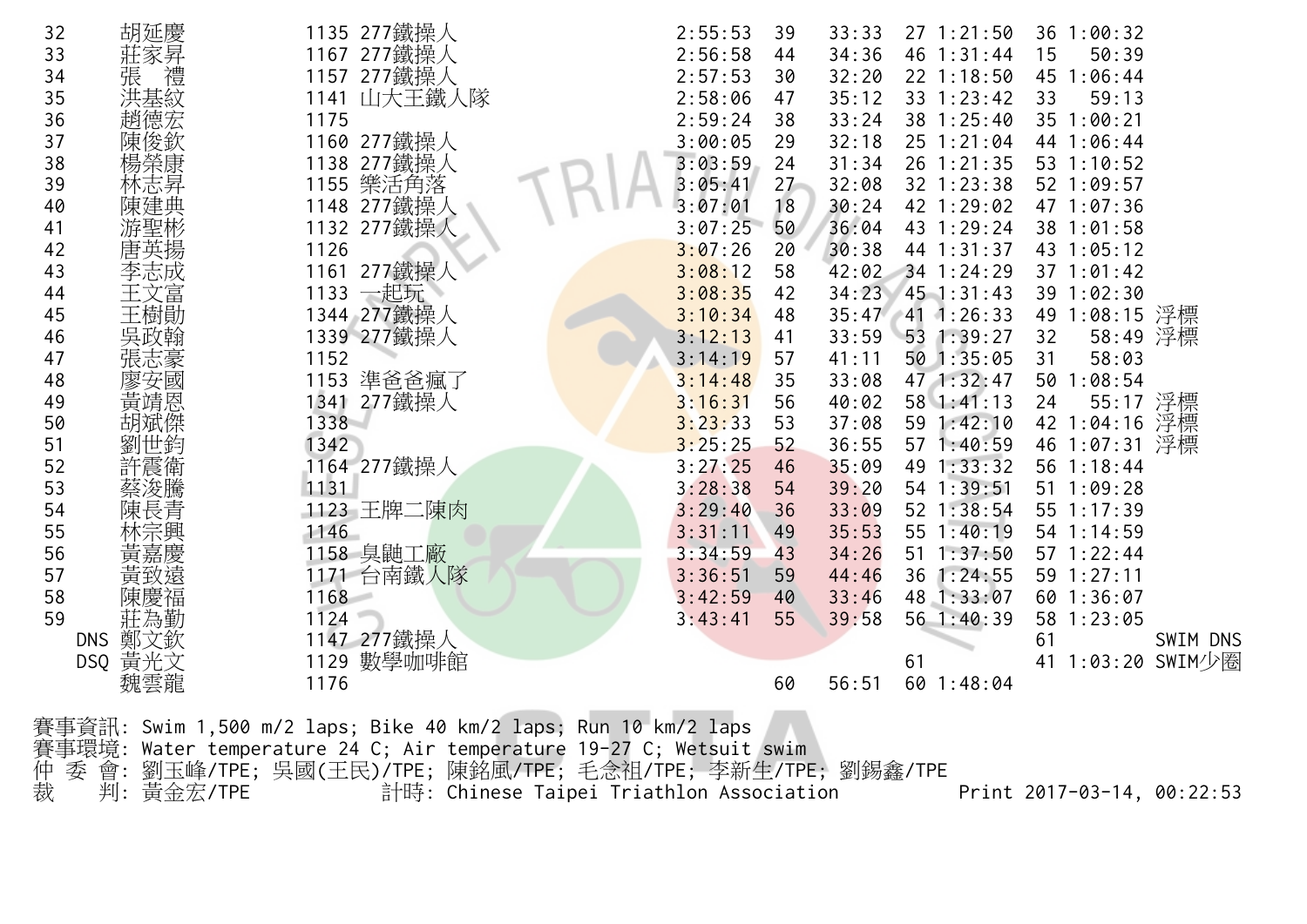| | | | | | | | | | | | |
|---|---|---|---|---|---|---|---|---|---|---|---|
| 32 | 胡延慶 | 1135 | 277鐵操人 | 2:55:53 | 39 | 33:33 | 27 | 1:21:50 | 36 | 1:00:32 | |
| 33 | 莊家昇 | 1167 | 277鐵操人 | 2:56:58 | 44 | 34:36 | 46 | 1:31:44 | 15 | 50:39 | |
| 34 | 張　禮 | 1157 | 277鐵操人 | 2:57:53 | 30 | 32:20 | 22 | 1:18:50 | 45 | 1:06:44 | |
| 35 | 洪基紋 | 1141 | 山大王鐵人隊 | 2:58:06 | 47 | 35:12 | 33 | 1:23:42 | 33 | 59:13 | |
| 36 | 趙德宏 | 1175 | | 2:59:24 | 38 | 33:24 | 38 | 1:25:40 | 35 | 1:00:21 | |
| 37 | 陳俊欽 | 1160 | 277鐵操人 | 3:00:05 | 29 | 32:18 | 25 | 1:21:04 | 44 | 1:06:44 | |
| 38 | 楊榮康 | 1138 | 277鐵操人 | 3:03:59 | 24 | 31:34 | 26 | 1:21:35 | 53 | 1:10:52 | |
| 39 | 林志昇 | 1155 | 樂活角落 | 3:05:41 | 27 | 32:08 | 32 | 1:23:38 | 52 | 1:09:57 | |
| 40 | 陳建典 | 1148 | 277鐵操人 | 3:07:01 | 18 | 30:24 | 42 | 1:29:02 | 47 | 1:07:36 | |
| 41 | 游聖彬 | 1132 | 277鐵操人 | 3:07:25 | 50 | 36:04 | 43 | 1:29:24 | 38 | 1:01:58 | |
| 42 | 唐英揚 | 1126 | | 3:07:26 | 20 | 30:38 | 44 | 1:31:37 | 43 | 1:05:12 | |
| 43 | 李志成 | 1161 | 277鐵操人 | 3:08:12 | 58 | 42:02 | 34 | 1:24:29 | 37 | 1:01:42 | |
| 44 | 王文富 | 1133 | 一起玩 | 3:08:35 | 42 | 34:23 | 45 | 1:31:43 | 39 | 1:02:30 | |
| 45 | 王樹勛 | 1344 | 277鐵操人 | 3:10:34 | 48 | 35:47 | 41 | 1:26:33 | 49 | 1:08:15 | 浮標 |
| 46 | 吳政翰 | 1339 | 277鐵操人 | 3:12:13 | 41 | 33:59 | 53 | 1:39:27 | 32 | 58:49 | 浮標 |
| 47 | 張志豪 | 1152 | | 3:14:19 | 57 | 41:11 | 50 | 1:35:05 | 31 | 58:03 | |
| 48 | 廖安國 | 1153 | 準爸爸瘋了 | 3:14:48 | 35 | 33:08 | 47 | 1:32:47 | 50 | 1:08:54 | |
| 49 | 黃靖恩 | 1341 | 277鐵操人 | 3:16:31 | 56 | 40:02 | 58 | 1:41:13 | 24 | 55:17 | 浮標 |
| 50 | 胡斌傑 | 1338 | | 3:23:33 | 53 | 37:08 | 59 | 1:42:10 | 42 | 1:04:16 | 浮標 |
| 51 | 劉世鈞 | 1342 | | 3:25:25 | 52 | 36:55 | 57 | 1:40:59 | 46 | 1:07:31 | 浮標 |
| 52 | 許震衛 | 1164 | 277鐵操人 | 3:27:25 | 46 | 35:09 | 49 | 1:33:32 | 56 | 1:18:44 | |
| 53 | 蔡浚騰 | 1131 | | 3:28:38 | 54 | 39:20 | 54 | 1:39:51 | 51 | 1:09:28 | |
| 54 | 陳長青 | 1123 | 王牌二陳肉 | 3:29:40 | 36 | 33:09 | 52 | 1:38:54 | 55 | 1:17:39 | |
| 55 | 林宗興 | 1146 | | 3:31:11 | 49 | 35:53 | 55 | 1:40:19 | 54 | 1:14:59 | |
| 56 | 黃嘉慶 | 1158 | 臭鼬工廠 | 3:34:59 | 43 | 34:26 | 51 | 1:37:50 | 57 | 1:22:44 | |
| 57 | 黃致遠 | 1171 | 台南鐵人隊 | 3:36:51 | 59 | 44:46 | 36 | 1:24:55 | 59 | 1:27:11 | |
| 58 | 陳慶福 | 1168 | | 3:42:59 | 40 | 33:46 | 48 | 1:33:07 | 60 | 1:36:07 | |
| 59 | 莊為勤 | 1124 | | 3:43:41 | 55 | 39:58 | 56 | 1:40:39 | 58 | 1:23:05 | |
| DNS | 鄭文欽 | 1147 | 277鐵操人 | | | | | | 61 | | SWIM DNS |
| DSQ | 黃光文 | 1129 | 數學咖啡館 | | | | 61 | | 41 | 1:03:20 | SWIM少圈 |
| | 魏雲龍 | 1176 | | | 60 | 56:51 | 60 | 1:48:04 | | | |

賽事資訊: Swim 1,500 m/2 laps; Bike 40 km/2 laps; Run 10 km/2 laps
賽事環境: Water temperature 24 C; Air temperature 19-27 C; Wetsuit swim
仲 委 會: 劉玉峰/TPE; 吳國(王民)/TPE; 陳銘風/TPE; 毛念祖/TPE; 李新生/TPE; 劉錫鑫/TPE
裁　　判: 黃金宏/TPE　　計時: Chinese Taipei Triathlon Association　　Print 2017-03-14, 00:22:53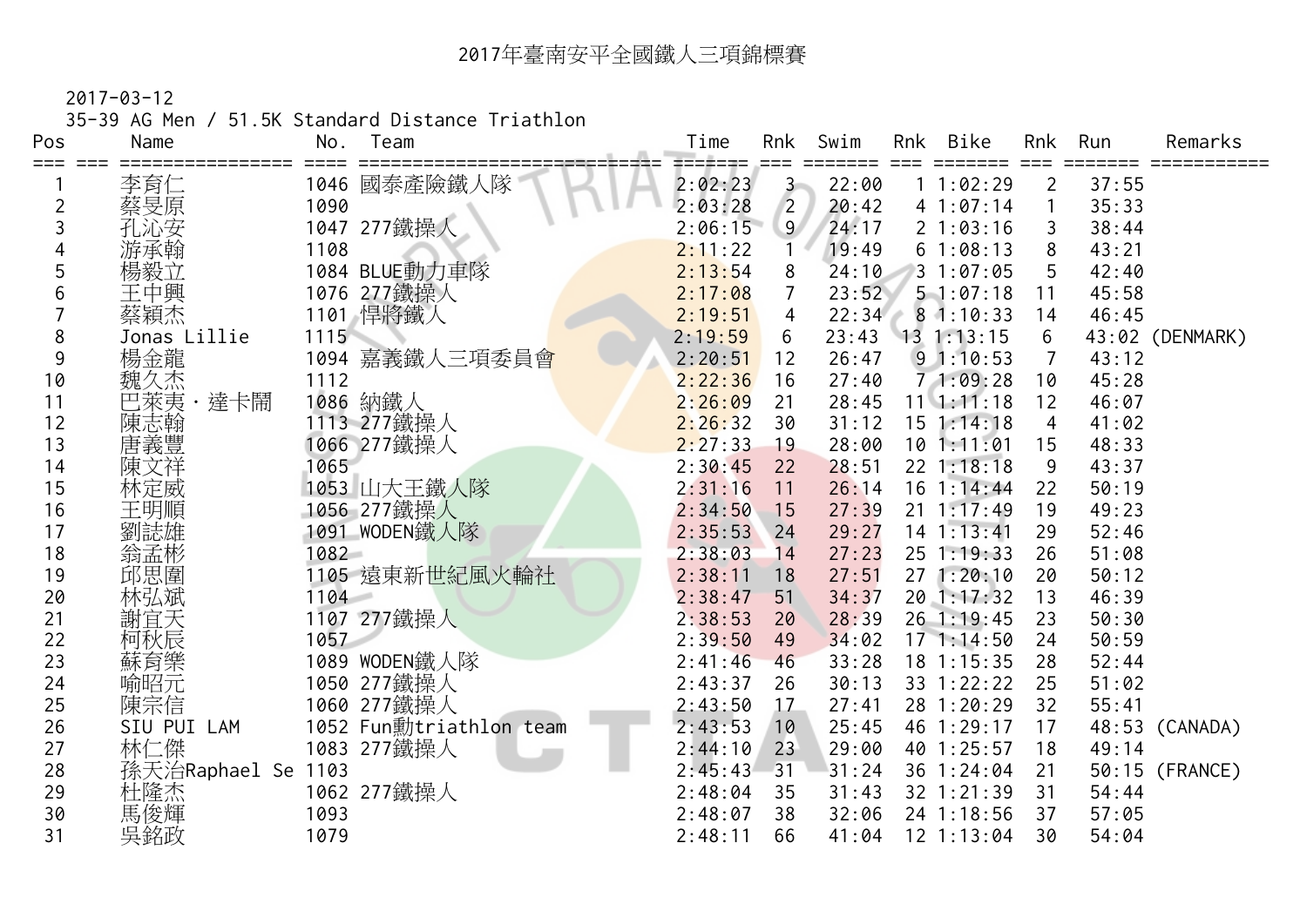# 2017年臺南安平全國鐵人三項錦標賽

2017-03-12

35-39 AG Men / 51.5K Standard Distance Triathlon

| Pos | Name | No. | Team | Time | Rnk | Swim | Rnk | Bike | Rnk | Run | Remarks |
|---|---|---|---|---|---|---|---|---|---|---|---|
| 1 | 李育仁 | 1046 | 國泰產險鐵人隊 | 2:02:23 | 3 | 22:00 | 1 | 1:02:29 | 2 | 37:55 | |
| 2 | 蔡旻原 | 1090 | | 2:03:28 | 2 | 20:42 | 4 | 1:07:14 | 1 | 35:33 | |
| 3 | 孔沁安 | 1047 | 277鐵操人 | 2:06:15 | 9 | 24:17 | 2 | 1:03:16 | 3 | 38:44 | |
| 4 | 游承翰 | 1108 | | 2:11:22 | 1 | 19:49 | 6 | 1:08:13 | 8 | 43:21 | |
| 5 | 楊毅立 | 1084 | BLUE動力車隊 | 2:13:54 | 8 | 24:10 | 3 | 1:07:05 | 5 | 42:40 | |
| 6 | 王中興 | 1076 | 277鐵操人 | 2:17:08 | 7 | 23:52 | 5 | 1:07:18 | 11 | 45:58 | |
| 7 | 蔡穎杰 | 1101 | 悍將鐵人 | 2:19:51 | 4 | 22:34 | 8 | 1:10:33 | 14 | 46:45 | |
| 8 | Jonas Lillie | 1115 | | 2:19:59 | 6 | 23:43 | 13 | 1:13:15 | 6 | 43:02 | (DENMARK) |
| 9 | 楊金龍 | 1094 | 嘉義鐵人三項委員會 | 2:20:51 | 12 | 26:47 | 9 | 1:10:53 | 7 | 43:12 | |
| 10 | 魏久杰 | 1112 | | 2:22:36 | 16 | 27:40 | 7 | 1:09:28 | 10 | 45:28 | |
| 11 | 巴萊夷・達卡鬧 | 1086 | 納鐵人 | 2:26:09 | 21 | 28:45 | 11 | 1:11:18 | 12 | 46:07 | |
| 12 | 陳志翰 | 1113 | 277鐵操人 | 2:26:32 | 30 | 31:12 | 15 | 1:14:18 | 4 | 41:02 | |
| 13 | 唐義豐 | 1066 | 277鐵操人 | 2:27:33 | 19 | 28:00 | 10 | 1:11:01 | 15 | 48:33 | |
| 14 | 陳文祥 | 1065 | | 2:30:45 | 22 | 28:51 | 22 | 1:18:18 | 9 | 43:37 | |
| 15 | 林定威 | 1053 | 山大王鐵人隊 | 2:31:16 | 11 | 26:14 | 16 | 1:14:44 | 22 | 50:19 | |
| 16 | 王明順 | 1056 | 277鐵操人 | 2:34:50 | 15 | 27:39 | 21 | 1:17:49 | 19 | 49:23 | |
| 17 | 劉誌雄 | 1091 | WODEN鐵人隊 | 2:35:53 | 24 | 29:27 | 14 | 1:13:41 | 29 | 52:46 | |
| 18 | 翁孟彬 | 1082 | | 2:38:03 | 14 | 27:23 | 25 | 1:19:33 | 26 | 51:08 | |
| 19 | 邱思圍 | 1105 | 遠東新世紀風火輪社 | 2:38:11 | 18 | 27:51 | 27 | 1:20:10 | 20 | 50:12 | |
| 20 | 林弘斌 | 1104 | | 2:38:47 | 51 | 34:37 | 20 | 1:17:32 | 13 | 46:39 | |
| 21 | 謝宜天 | 1107 | 277鐵操人 | 2:38:53 | 20 | 28:39 | 26 | 1:19:45 | 23 | 50:30 | |
| 22 | 柯秋辰 | 1057 | | 2:39:50 | 49 | 34:02 | 17 | 1:14:50 | 24 | 50:59 | |
| 23 | 蘇育樂 | 1089 | WODEN鐵人隊 | 2:41:46 | 46 | 33:28 | 18 | 1:15:35 | 28 | 52:44 | |
| 24 | 喻昭元 | 1050 | 277鐵操人 | 2:43:37 | 26 | 30:13 | 33 | 1:22:22 | 25 | 51:02 | |
| 25 | 陳宗信 | 1060 | 277鐵操人 | 2:43:50 | 17 | 27:41 | 28 | 1:20:29 | 32 | 55:41 | |
| 26 | SIU PUI LAM | 1052 | Fun動triathlon team | 2:43:53 | 10 | 25:45 | 46 | 1:29:17 | 17 | 48:53 | (CANADA) |
| 27 | 林仁傑 | 1083 | 277鐵操人 | 2:44:10 | 23 | 29:00 | 40 | 1:25:57 | 18 | 49:14 | |
| 28 | 孫天治Raphael Se | 1103 | | 2:45:43 | 31 | 31:24 | 36 | 1:24:04 | 21 | 50:15 | (FRANCE) |
| 29 | 杜隆杰 | 1062 | 277鐵操人 | 2:48:04 | 35 | 31:43 | 32 | 1:21:39 | 31 | 54:44 | |
| 30 | 馬俊輝 | 1093 | | 2:48:07 | 38 | 32:06 | 24 | 1:18:56 | 37 | 57:05 | |
| 31 | 吳銘政 | 1079 | | 2:48:11 | 66 | 41:04 | 12 | 1:13:04 | 30 | 54:04 | |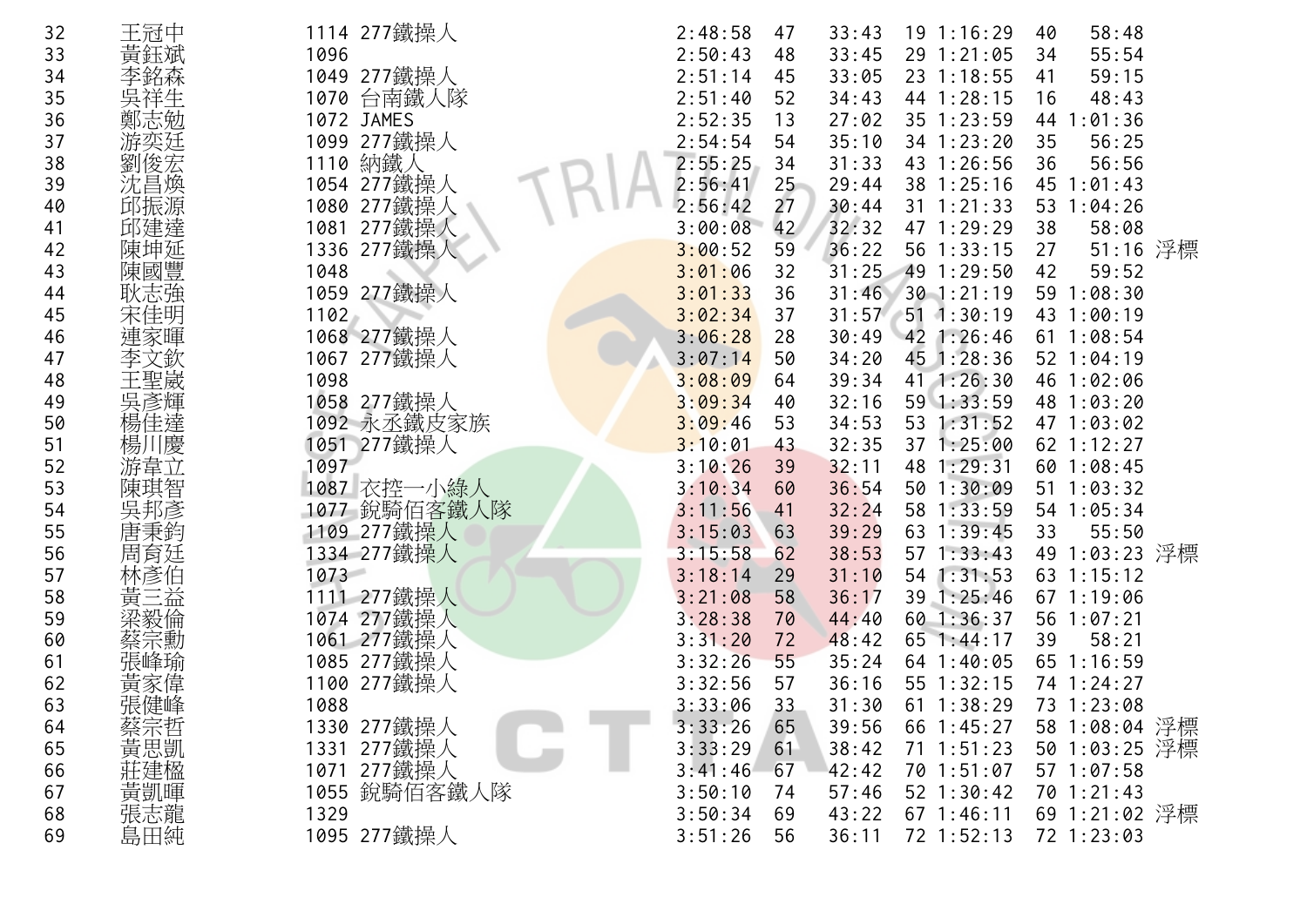| | | | | | | | | | | | |
|---|---|---|---|---|---|---|---|---|---|---|---|
| 32 | 王冠中 | 1114 | 277鐵操人 | 2:48:58 | 47 | 33:43 | 19 | 1:16:29 | 40 | 58:48 | |
| 33 | 黃鈺斌 | 1096 | | 2:50:43 | 48 | 33:45 | 29 | 1:21:05 | 34 | 55:54 | |
| 34 | 李銘森 | 1049 | 277鐵操人 | 2:51:14 | 45 | 33:05 | 23 | 1:18:55 | 41 | 59:15 | |
| 35 | 吳祥生 | 1070 | 台南鐵人隊 | 2:51:40 | 52 | 34:43 | 44 | 1:28:15 | 16 | 48:43 | |
| 36 | 鄭志勉 | 1072 | JAMES | 2:52:35 | 13 | 27:02 | 35 | 1:23:59 | 44 | 1:01:36 | |
| 37 | 游奕廷 | 1099 | 277鐵操人 | 2:54:54 | 54 | 35:10 | 34 | 1:23:20 | 35 | 56:25 | |
| 38 | 劉俊宏 | 1110 | 納鐵人 | 2:55:25 | 34 | 31:33 | 43 | 1:26:56 | 36 | 56:56 | |
| 39 | 沈昌煥 | 1054 | 277鐵操人 | 2:56:41 | 25 | 29:44 | 38 | 1:25:16 | 45 | 1:01:43 | |
| 40 | 邱振源 | 1080 | 277鐵操人 | 2:56:42 | 27 | 30:44 | 31 | 1:21:33 | 53 | 1:04:26 | |
| 41 | 邱建達 | 1081 | 277鐵操人 | 3:00:08 | 42 | 32:32 | 47 | 1:29:29 | 38 | 58:08 | |
| 42 | 陳坤延 | 1336 | 277鐵操人 | 3:00:52 | 59 | 36:22 | 56 | 1:33:15 | 27 | 51:16 | 浮標 |
| 43 | 陳國豐 | 1048 | | 3:01:06 | 32 | 31:25 | 49 | 1:29:50 | 42 | 59:52 | |
| 44 | 耿志強 | 1059 | 277鐵操人 | 3:01:33 | 36 | 31:46 | 30 | 1:21:19 | 59 | 1:08:30 | |
| 45 | 宋佳明 | 1102 | | 3:02:34 | 37 | 31:57 | 51 | 1:30:19 | 43 | 1:00:19 | |
| 46 | 連家暉 | 1068 | 277鐵操人 | 3:06:28 | 28 | 30:49 | 42 | 1:26:46 | 61 | 1:08:54 | |
| 47 | 李文欽 | 1067 | 277鐵操人 | 3:07:14 | 50 | 34:20 | 45 | 1:28:36 | 52 | 1:04:19 | |
| 48 | 王聖崴 | 1098 | | 3:08:09 | 64 | 39:34 | 41 | 1:26:30 | 46 | 1:02:06 | |
| 49 | 吳彥輝 | 1058 | 277鐵操人 | 3:09:34 | 40 | 32:16 | 59 | 1:33:59 | 48 | 1:03:20 | |
| 50 | 楊佳達 | 1092 | 永丞鐵皮家族 | 3:09:46 | 53 | 34:53 | 53 | 1:31:52 | 47 | 1:03:02 | |
| 51 | 楊川慶 | 1051 | 277鐵操人 | 3:10:01 | 43 | 32:35 | 37 | 1:25:00 | 62 | 1:12:27 | |
| 52 | 游章立 | 1097 | | 3:10:26 | 39 | 32:11 | 48 | 1:29:31 | 60 | 1:08:45 | |
| 53 | 陳琪智 | 1087 | 衣控一小綠人 | 3:10:34 | 60 | 36:54 | 50 | 1:30:09 | 51 | 1:03:32 | |
| 54 | 吳邦彥 | 1077 | 銳騎佰客鐵人隊 | 3:11:56 | 41 | 32:24 | 58 | 1:33:59 | 54 | 1:05:34 | |
| 55 | 唐秉鈞 | 1109 | 277鐵操人 | 3:15:03 | 63 | 39:29 | 63 | 1:39:45 | 33 | 55:50 | |
| 56 | 周育廷 | 1334 | 277鐵操人 | 3:15:58 | 62 | 38:53 | 57 | 1:33:43 | 49 | 1:03:23 | 浮標 |
| 57 | 林彥伯 | 1073 | | 3:18:14 | 29 | 31:10 | 54 | 1:31:53 | 63 | 1:15:12 | |
| 58 | 黃三益 | 1111 | 277鐵操人 | 3:21:08 | 58 | 36:17 | 39 | 1:25:46 | 67 | 1:19:06 | |
| 59 | 梁毅倫 | 1074 | 277鐵操人 | 3:28:38 | 70 | 44:40 | 60 | 1:36:37 | 56 | 1:07:21 | |
| 60 | 蔡宗勳 | 1061 | 277鐵操人 | 3:31:20 | 72 | 48:42 | 65 | 1:44:17 | 39 | 58:21 | |
| 61 | 張峰瑜 | 1085 | 277鐵操人 | 3:32:26 | 55 | 35:24 | 64 | 1:40:05 | 65 | 1:16:59 | |
| 62 | 黃家偉 | 1100 | 277鐵操人 | 3:32:56 | 57 | 36:16 | 55 | 1:32:15 | 74 | 1:24:27 | |
| 63 | 張健峰 | 1088 | | 3:33:06 | 33 | 31:30 | 61 | 1:38:29 | 73 | 1:23:08 | |
| 64 | 蔡宗哲 | 1330 | 277鐵操人 | 3:33:26 | 65 | 39:56 | 66 | 1:45:27 | 58 | 1:08:04 | 浮標 |
| 65 | 黃思凱 | 1331 | 277鐵操人 | 3:33:29 | 61 | 38:42 | 71 | 1:51:23 | 50 | 1:03:25 | 浮標 |
| 66 | 莊建楹 | 1071 | 277鐵操人 | 3:41:46 | 67 | 42:42 | 70 | 1:51:07 | 57 | 1:07:58 | |
| 67 | 黃凱暉 | 1055 | 銳騎佰客鐵人隊 | 3:50:10 | 74 | 57:46 | 52 | 1:30:42 | 70 | 1:21:43 | |
| 68 | 張志龍 | 1329 | | 3:50:34 | 69 | 43:22 | 67 | 1:46:11 | 69 | 1:21:02 | 浮標 |
| 69 | 島田純 | 1095 | 277鐵操人 | 3:51:26 | 56 | 36:11 | 72 | 1:52:13 | 72 | 1:23:03 | |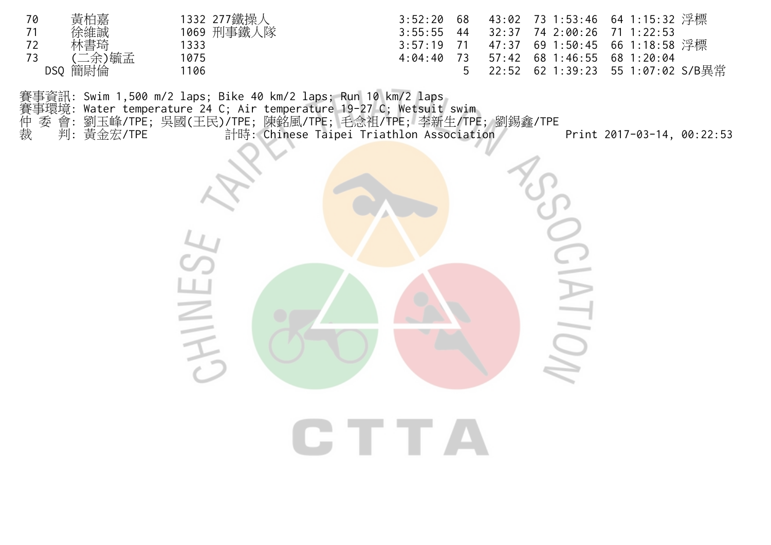| | | | | | | | | | | | | |
|---|---|---|---|---|---|---|---|---|---|---|---|---|
| 70 | 黃柏嘉 | 1332 | 277鐵操人 | 3:52:20 | 68 | 43:02 | 73 | 1:53:46 | 64 | 1:15:32 | 浮標 |
| 71 | 徐維誠 | 1069 | 刑事鐵人隊 | 3:55:55 | 44 | 32:37 | 74 | 2:00:26 | 71 | 1:22:53 | |
| 72 | 林書琦 | 1333 | | 3:57:19 | 71 | 47:37 | 69 | 1:50:45 | 66 | 1:18:58 | 浮標 |
| 73 | (二余)毓孟 | 1075 | | 4:04:40 | 73 | 57:42 | 68 | 1:46:55 | 68 | 1:20:04 | |
| DSQ | 簡尉倫 | 1106 | | | 5 | 22:52 | 62 | 1:39:23 | 55 | 1:07:02 | S/B異常 |

賽事資訊: Swim 1,500 m/2 laps; Bike 40 km/2 laps; Run 10 km/2 laps
賽事環境: Water temperature 24 C; Air temperature 19-27 C; Wetsuit swim
仲 委 會: 劉玉峰/TPE; 吳國(王民)/TPE; 陳銘風/TPE; 毛念祖/TPE; 李新生/TPE; 劉錫鑫/TPE
裁 判: 黃金宏/TPE 計時: Chinese Taipei Triathlon Association Print 2017-03-14, 00:22:53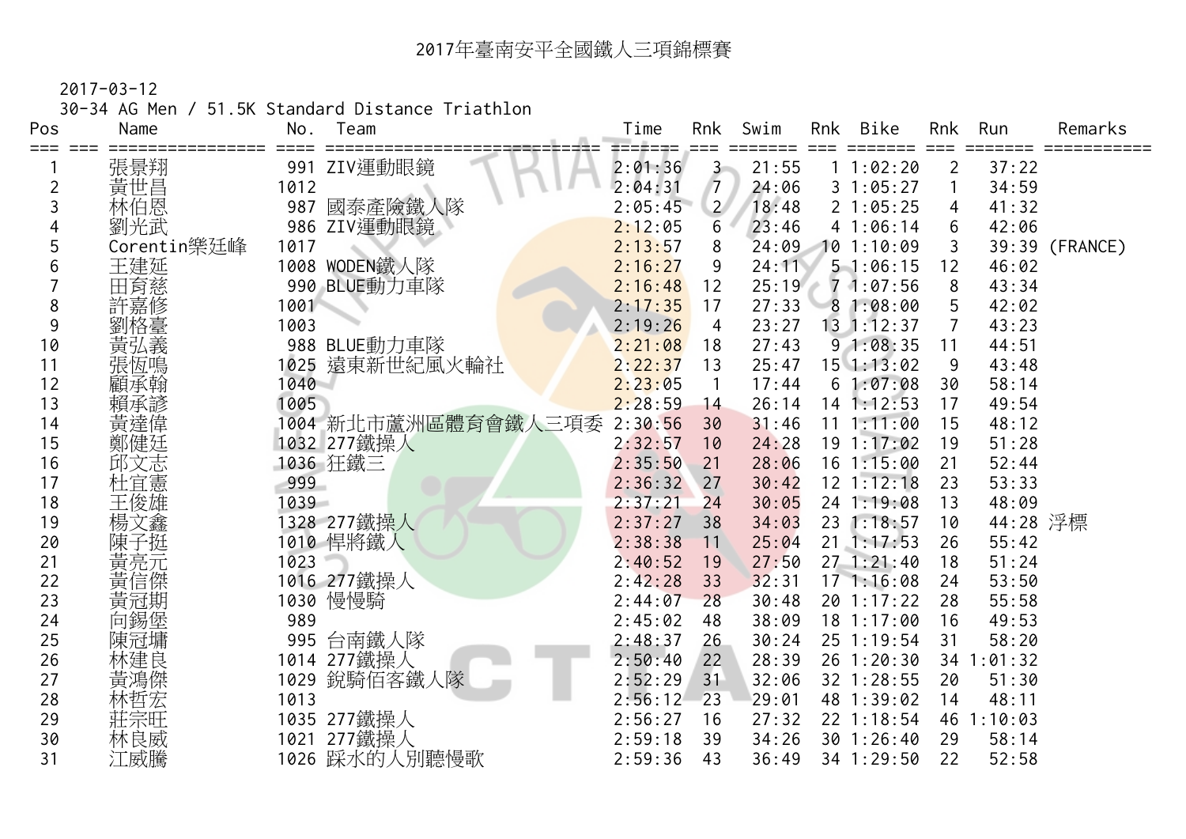# 2017年臺南安平全國鐵人三項錦標賽

2017-03-12

30-34 AG Men / 51.5K Standard Distance Triathlon

| Pos | Name | No. | Team | Time | Rnk | Swim | Rnk | Bike | Rnk | Run | Remarks |
|---|---|---|---|---|---|---|---|---|---|---|---|
| 1 | 張景翔 | 991 | ZIV運動眼鏡 | 2:01:36 | 3 | 21:55 | 1 | 1:02:20 | 2 | 37:22 | |
| 2 | 黃世昌 | 1012 | | 2:04:31 | 7 | 24:06 | 3 | 1:05:27 | 1 | 34:59 | |
| 3 | 林伯恩 | 987 | 國泰產險鐵人隊 | 2:05:45 | 2 | 18:48 | 2 | 1:05:25 | 4 | 41:32 | |
| 4 | 劉光武 | 986 | ZIV運動眼鏡 | 2:12:05 | 6 | 23:46 | 4 | 1:06:14 | 6 | 42:06 | |
| 5 | Corentin樂廷峰 | 1017 | | 2:13:57 | 8 | 24:09 | 10 | 1:10:09 | 3 | 39:39 | (FRANCE) |
| 6 | 王建延 | 1008 | WODEN鐵人隊 | 2:16:27 | 9 | 24:11 | 5 | 1:06:15 | 12 | 46:02 | |
| 7 | 田育慈 | 990 | BLUE動力車隊 | 2:16:48 | 12 | 25:19 | 7 | 1:07:56 | 8 | 43:34 | |
| 8 | 許嘉修 | 1001 | | 2:17:35 | 17 | 27:33 | 8 | 1:08:00 | 5 | 42:02 | |
| 9 | 劉格臺 | 1003 | | 2:19:26 | 4 | 23:27 | 13 | 1:12:37 | 7 | 43:23 | |
| 10 | 黃弘義 | 988 | BLUE動力車隊 | 2:21:08 | 18 | 27:43 | 9 | 1:08:35 | 11 | 44:51 | |
| 11 | 張恆鳴 | 1025 | 遠東新世紀風火輪社 | 2:22:37 | 13 | 25:47 | 15 | 1:13:02 | 9 | 43:48 | |
| 12 | 顧承翰 | 1040 | | 2:23:05 | 1 | 17:44 | 6 | 1:07:08 | 30 | 58:14 | |
| 13 | 賴承諺 | 1005 | | 2:28:59 | 14 | 26:14 | 14 | 1:12:53 | 17 | 49:54 | |
| 14 | 黃達偉 | 1004 | 新北市蘆洲區體育會鐵人三項委 | 2:30:56 | 30 | 31:46 | 11 | 1:11:00 | 15 | 48:12 | |
| 15 | 鄭健廷 | 1032 | 277鐵操人 | 2:32:57 | 10 | 24:28 | 19 | 1:17:02 | 19 | 51:28 | |
| 16 | 邱文志 | 1036 | 狂鐵三 | 2:35:50 | 21 | 28:06 | 16 | 1:15:00 | 21 | 52:44 | |
| 17 | 杜宜憲 | 999 | | 2:36:32 | 27 | 30:42 | 12 | 1:12:18 | 23 | 53:33 | |
| 18 | 王俊雄 | 1039 | | 2:37:21 | 24 | 30:05 | 24 | 1:19:08 | 13 | 48:09 | |
| 19 | 楊文鑫 | 1328 | 277鐵操人 | 2:37:27 | 38 | 34:03 | 23 | 1:18:57 | 10 | 44:28 | 浮標 |
| 20 | 陳子挺 | 1010 | 悍將鐵人 | 2:38:38 | 11 | 25:04 | 21 | 1:17:53 | 26 | 55:42 | |
| 21 | 黃亮元 | 1023 | | 2:40:52 | 19 | 27:50 | 27 | 1:21:40 | 18 | 51:24 | |
| 22 | 黃信傑 | 1016 | 277鐵操人 | 2:42:28 | 33 | 32:31 | 17 | 1:16:08 | 24 | 53:50 | |
| 23 | 黃冠期 | 1030 | 慢慢騎 | 2:44:07 | 28 | 30:48 | 20 | 1:17:22 | 28 | 55:58 | |
| 24 | 向錫堡 | 989 | | 2:45:02 | 48 | 38:09 | 18 | 1:17:00 | 16 | 49:53 | |
| 25 | 陳冠墉 | 995 | 台南鐵人隊 | 2:48:37 | 26 | 30:24 | 25 | 1:19:54 | 31 | 58:20 | |
| 26 | 林建良 | 1014 | 277鐵操人 | 2:50:40 | 22 | 28:39 | 26 | 1:20:30 | 34 | 1:01:32 | |
| 27 | 黃鴻傑 | 1029 | 銳騎佰客鐵人隊 | 2:52:29 | 31 | 32:06 | 32 | 1:28:55 | 20 | 51:30 | |
| 28 | 林哲宏 | 1013 | | 2:56:12 | 23 | 29:01 | 48 | 1:39:02 | 14 | 48:11 | |
| 29 | 莊宗旺 | 1035 | 277鐵操人 | 2:56:27 | 16 | 27:32 | 22 | 1:18:54 | 46 | 1:10:03 | |
| 30 | 林良威 | 1021 | 277鐵操人 | 2:59:18 | 39 | 34:26 | 30 | 1:26:40 | 29 | 58:14 | |
| 31 | 江威騰 | 1026 | 踩水的人別聽慢歌 | 2:59:36 | 43 | 36:49 | 34 | 1:29:50 | 22 | 52:58 | |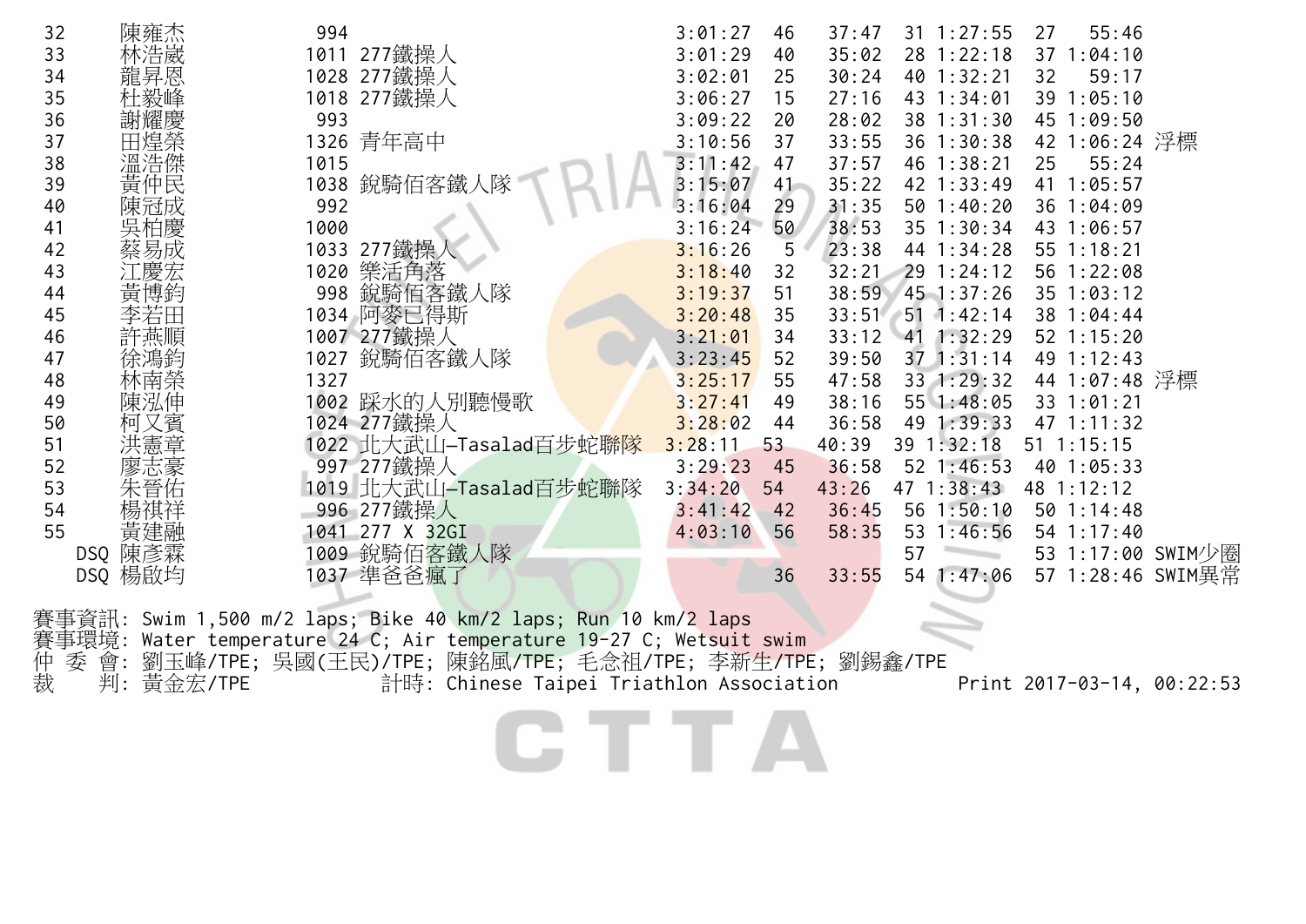| 名次 | 姓名 | 號碼 | 隊伍 | 總成績 | 游泳名次 | 游泳 | 自行車名次 | 自行車 | 路跑名次 | 路跑 | 備註 |
|---|---|---|---|---|---|---|---|---|---|---|---|
| 32 | 陳雍杰 | 994 | | 3:01:27 | 46 | 37:47 | 31 | 1:27:55 | 27 | 55:46 | |
| 33 | 林浩崴 | 1011 | 277鐵操人 | 3:01:29 | 40 | 35:02 | 28 | 1:22:18 | 37 | 1:04:10 | |
| 34 | 龍昇恩 | 1028 | 277鐵操人 | 3:02:01 | 25 | 30:24 | 40 | 1:32:21 | 32 | 59:17 | |
| 35 | 杜毅峰 | 1018 | 277鐵操人 | 3:06:27 | 15 | 27:16 | 43 | 1:34:01 | 39 | 1:05:10 | |
| 36 | 謝耀慶 | 993 | | 3:09:22 | 20 | 28:02 | 38 | 1:31:30 | 45 | 1:09:50 | |
| 37 | 田煌榮 | 1326 | 青年高中 | 3:10:56 | 37 | 33:55 | 36 | 1:30:38 | 42 | 1:06:24 | 浮標 |
| 38 | 溫浩傑 | 1015 | | 3:11:42 | 47 | 37:57 | 46 | 1:38:21 | 25 | 55:24 | |
| 39 | 黃仲民 | 1038 | 銳騎佰客鐵人隊 | 3:15:07 | 41 | 35:22 | 42 | 1:33:49 | 41 | 1:05:57 | |
| 40 | 陳冠成 | 992 | | 3:16:04 | 29 | 31:35 | 50 | 1:40:20 | 36 | 1:04:09 | |
| 41 | 吳柏慶 | 1000 | | 3:16:24 | 50 | 38:53 | 35 | 1:30:34 | 43 | 1:06:57 | |
| 42 | 蔡易成 | 1033 | 277鐵操人 | 3:16:26 | 5 | 23:38 | 44 | 1:34:28 | 55 | 1:18:21 | |
| 43 | 江慶宏 | 1020 | 樂活角落 | 3:18:40 | 32 | 32:21 | 29 | 1:24:12 | 56 | 1:22:08 | |
| 44 | 黃博鈞 | 998 | 銳騎佰客鐵人隊 | 3:19:37 | 51 | 38:59 | 45 | 1:37:26 | 35 | 1:03:12 | |
| 45 | 李若田 | 1034 | 阿麥已得斯 | 3:20:48 | 35 | 33:51 | 51 | 1:42:14 | 38 | 1:04:44 | |
| 46 | 許燕順 | 1007 | 277鐵操人 | 3:21:01 | 34 | 33:12 | 41 | 1:32:29 | 52 | 1:15:20 | |
| 47 | 徐鴻鈞 | 1027 | 銳騎佰客鐵人隊 | 3:23:45 | 52 | 39:50 | 37 | 1:31:14 | 49 | 1:12:43 | |
| 48 | 林南榮 | 1327 | | 3:25:17 | 55 | 47:58 | 33 | 1:29:32 | 44 | 1:07:48 | 浮標 |
| 49 | 陳泓伸 | 1002 | 踩水的人別聽慢歌 | 3:27:41 | 49 | 38:16 | 55 | 1:48:05 | 33 | 1:01:21 | |
| 50 | 柯又賓 | 1024 | 277鐵操人 | 3:28:02 | 44 | 36:58 | 49 | 1:39:33 | 47 | 1:11:32 | |
| 51 | 洪憲章 | 1022 | 北大武山-Tasalad百步蛇聯隊 | 3:28:11 | 53 | 40:39 | 39 | 1:32:18 | 51 | 1:15:15 | |
| 52 | 廖志豪 | 997 | 277鐵操人 | 3:29:23 | 45 | 36:58 | 52 | 1:46:53 | 40 | 1:05:33 | |
| 53 | 朱晉佑 | 1019 | 北大武山-Tasalad百步蛇聯隊 | 3:34:20 | 54 | 43:26 | 47 | 1:38:43 | 48 | 1:12:12 | |
| 54 | 楊祺祥 | 996 | 277鐵操人 | 3:41:42 | 42 | 36:45 | 56 | 1:50:10 | 50 | 1:14:48 | |
| 55 | 黃建融 | 1041 | 277 X 32GI | 4:03:10 | 56 | 58:35 | 53 | 1:46:56 | 54 | 1:17:40 | |
| DSQ | 陳彥霖 | 1009 | 銳騎佰客鐵人隊 | | | | 57 | | 53 | 1:17:00 | SWIM少圈 |
| DSQ | 楊啟均 | 1037 | 準爸爸瘋了 | | 36 | 33:55 | 54 | 1:47:06 | 57 | 1:28:46 | SWIM異常 |

賽事資訊: Swim 1,500 m/2 laps; Bike 40 km/2 laps; Run 10 km/2 laps
賽事環境: Water temperature 24 C; Air temperature 19-27 C; Wetsuit swim
仲 委 會: 劉玉峰/TPE; 吳國(王民)/TPE; 陳銘風/TPE; 毛念祖/TPE; 李新生/TPE; 劉錫鑫/TPE
裁 判: 黃金宏/TPE 計時: Chinese Taipei Triathlon Association Print 2017-03-14, 00:22:53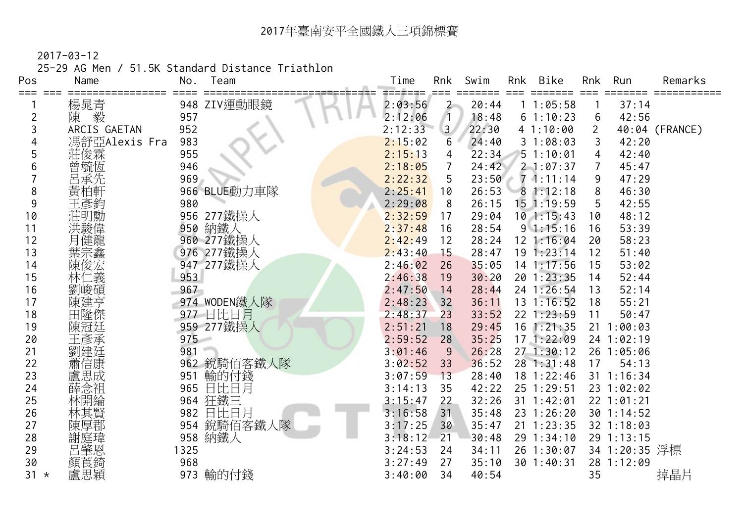# 2017年臺南安平全國鐵人三項錦標賽

2017-03-12

25-29 AG Men / 51.5K Standard Distance Triathlon

| Pos | | Name | No. | Team | Time | Rnk | Swim | Rnk | Bike | Rnk | Run | Remarks |
|---|---|---|---|---|---|---|---|---|---|---|---|---|
| 1 | | 楊晁青 | 948 | ZIV運動眼鏡 | 2:03:56 | 2 | 20:44 | 1 | 1:05:58 | 1 | 37:14 | |
| 2 | | 陳　毅 | 957 | | 2:12:06 | 1 | 18:48 | 6 | 1:10:23 | 6 | 42:56 | |
| 3 | | ARCIS GAETAN | 952 | | 2:12:33 | 3 | 22:30 | 4 | 1:10:00 | 2 | 40:04 | (FRANCE) |
| 4 | | 馮舒亞Alexis Fra | 983 | | 2:15:02 | 6 | 24:40 | 3 | 1:08:03 | 3 | 42:20 | |
| 5 | | 莊俊霖 | 955 | | 2:15:13 | 4 | 22:34 | 5 | 1:10:01 | 4 | 42:40 | |
| 6 | | 曾毓恆 | 946 | | 2:18:05 | 7 | 24:42 | 2 | 1:07:37 | 7 | 45:47 | |
| 7 | | 呂承先 | 969 | | 2:22:32 | 5 | 23:50 | 7 | 1:11:14 | 9 | 47:29 | |
| 8 | | 黃柏軒 | 966 | BLUE動力車隊 | 2:25:41 | 10 | 26:53 | 8 | 1:12:18 | 8 | 46:30 | |
| 9 | | 王彥鈞 | 980 | | 2:29:08 | 8 | 26:15 | 15 | 1:19:59 | 5 | 42:55 | |
| 10 | | 莊明勳 | 956 | 277鐵操人 | 2:32:59 | 17 | 29:04 | 10 | 1:15:43 | 10 | 48:12 | |
| 11 | | 洪駿偉 | 950 | 納鐵人 | 2:37:48 | 16 | 28:54 | 9 | 1:15:16 | 16 | 53:39 | |
| 12 | | 月健龍 | 960 | 277鐵操人 | 2:42:49 | 12 | 28:24 | 12 | 1:16:04 | 20 | 58:23 | |
| 13 | | 葉宗鑫 | 976 | 277鐵操人 | 2:43:40 | 15 | 28:47 | 19 | 1:23:14 | 12 | 51:40 | |
| 14 | | 陳俊宏 | 947 | 277鐵操人 | 2:46:02 | 26 | 35:05 | 14 | 1:17:56 | 15 | 53:02 | |
| 15 | | 林仁義 | 953 | | 2:46:38 | 19 | 30:20 | 20 | 1:23:35 | 14 | 52:44 | |
| 16 | | 劉峻碩 | 967 | | 2:47:50 | 14 | 28:44 | 24 | 1:26:54 | 13 | 52:14 | |
| 17 | | 陳建亨 | 974 | WODEN鐵人隊 | 2:48:23 | 32 | 36:11 | 13 | 1:16:52 | 18 | 55:21 | |
| 18 | | 田隆傑 | 977 | 日比日月 | 2:48:37 | 23 | 33:52 | 22 | 1:23:59 | 11 | 50:47 | |
| 19 | | 陳冠廷 | 959 | 277鐵操人 | 2:51:21 | 18 | 29:45 | 16 | 1:21:35 | 21 | 1:00:03 | |
| 20 | | 王彥承 | 975 | | 2:59:52 | 28 | 35:25 | 17 | 1:22:09 | 24 | 1:02:19 | |
| 21 | | 劉建廷 | 981 | | 3:01:46 | 9 | 26:28 | 27 | 1:30:12 | 26 | 1:05:06 | |
| 22 | | 蕭信康 | 962 | 銳騎佰客鐵人隊 | 3:02:52 | 33 | 36:52 | 28 | 1:31:48 | 17 | 54:13 | |
| 23 | | 盧思成 | 951 | 輸的付錢 | 3:07:59 | 13 | 28:40 | 18 | 1:22:46 | 31 | 1:16:34 | |
| 24 | | 薛念祖 | 965 | 日比日月 | 3:14:13 | 35 | 42:22 | 25 | 1:29:51 | 23 | 1:02:02 | |
| 25 | | 林開綸 | 964 | 狂鐵三 | 3:15:47 | 22 | 32:26 | 31 | 1:42:01 | 22 | 1:01:21 | |
| 26 | | 林其賢 | 982 | 日比日月 | 3:16:58 | 31 | 35:48 | 23 | 1:26:20 | 30 | 1:14:52 | |
| 27 | | 陳厚郡 | 954 | 銳騎佰客鐵人隊 | 3:17:25 | 30 | 35:47 | 21 | 1:23:35 | 32 | 1:18:03 | |
| 28 | | 謝庭瑋 | 958 | 納鐵人 | 3:18:12 | 21 | 30:48 | 29 | 1:34:10 | 29 | 1:13:15 | |
| 29 | | 呂肇恩 | 1325 | | 3:24:53 | 24 | 34:11 | 26 | 1:30:07 | 34 | 1:20:35 | 浮標 |
| 30 | | 顏萛錡 | 968 | | 3:27:49 | 27 | 35:10 | 30 | 1:40:31 | 28 | 1:12:09 | |
| 31 | * | 盧思穎 | 973 | 輸的付錢 | 3:40:00 | 34 | 40:54 | | | 35 | | 掉晶片 |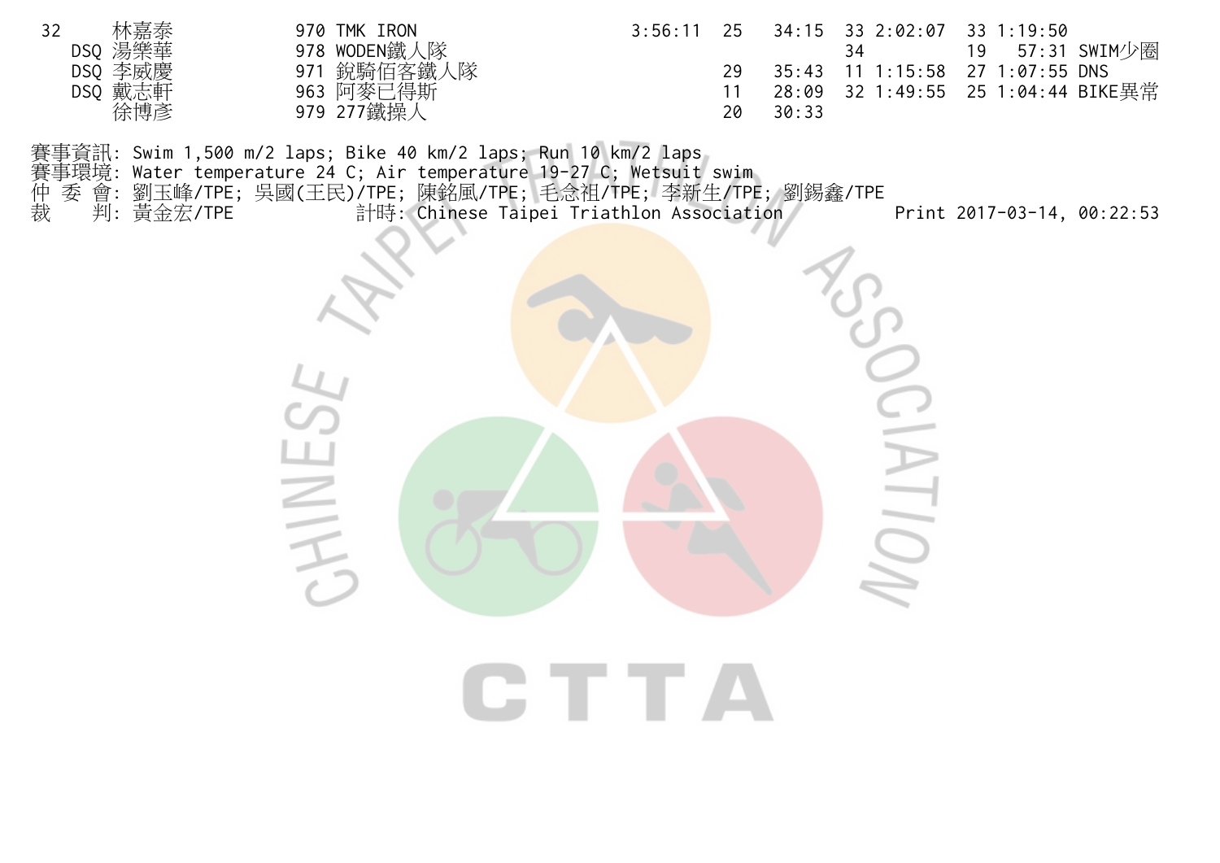| | | | | | | | | | | |
|---|---|---|---|---|---|---|---|---|---|---|
| 32 | 林嘉泰 | 970 TMK IRON | 3:56:11 | 25 | 34:15 | 33 | 2:02:07 | 33 | 1:19:50 | |
| DSQ | 湯樂華 | 978 WODEN鐵人隊 | | | | 34 | | 19 | 57:31 | SWIM少圈 |
| DSQ | 李威慶 | 971 銳騎佰客鐵人隊 | | 29 | 35:43 | 11 | 1:15:58 | 27 | 1:07:55 | DNS |
| DSQ | 戴志軒 | 963 阿麥已得斯 | | 11 | 28:09 | 32 | 1:49:55 | 25 | 1:04:44 | BIKE異常 |
| | 徐博彥 | 979 277鐵操人 | | 20 | 30:33 | | | | | |

賽事資訊: Swim 1,500 m/2 laps; Bike 40 km/2 laps; Run 10 km/2 laps
賽事環境: Water temperature 24 C; Air temperature 19-27 C; Wetsuit swim
仲 委 會: 劉玉峰/TPE; 吳國(王民)/TPE; 陳銘風/TPE; 毛念祖/TPE; 李新生/TPE; 劉錫鑫/TPE
裁　 判: 黃金宏/TPE　　　計時: Chinese Taipei Triathlon Association　　　Print 2017-03-14, 00:22:53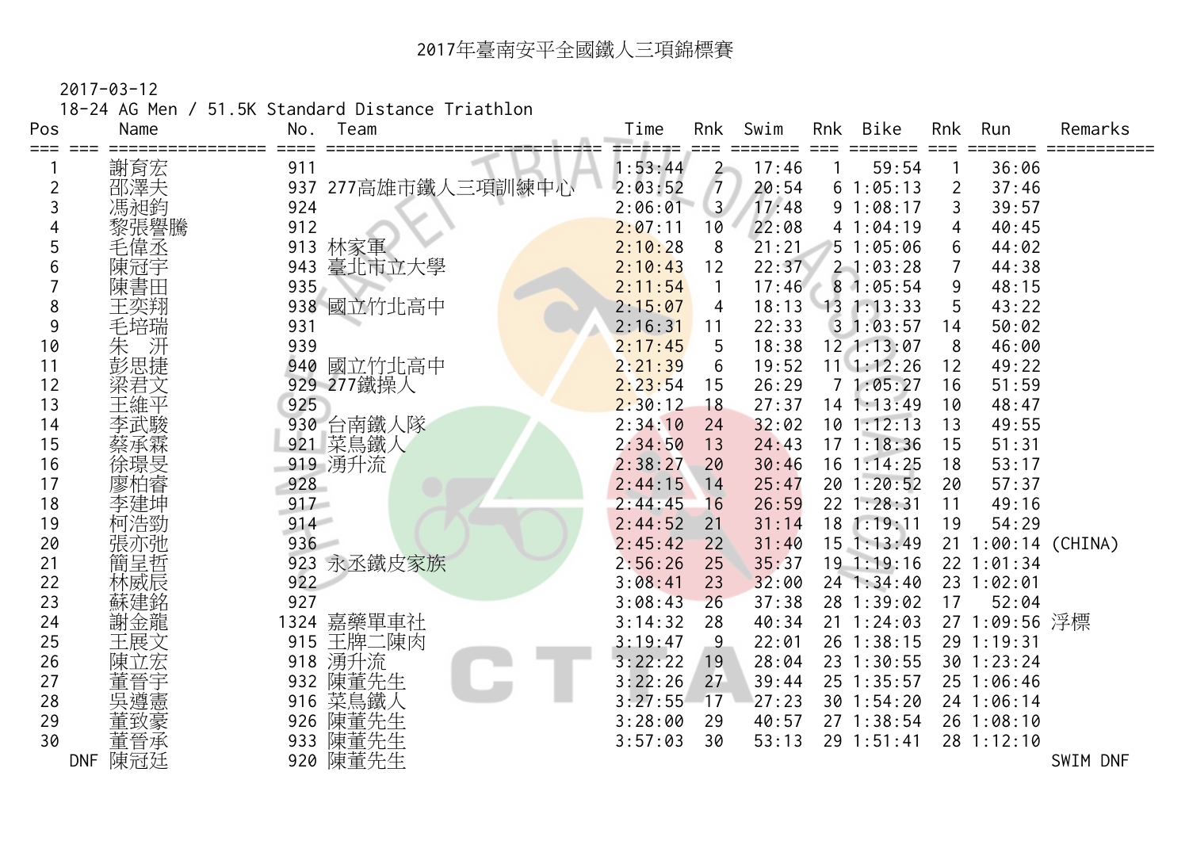# 2017年臺南安平全國鐵人三項錦標賽

2017-03-12

18-24 AG Men / 51.5K Standard Distance Triathlon

| Pos | Name | No. | Team | Time | Rnk | Swim | Rnk | Bike | Rnk | Run | Remarks |
|---|---|---|---|---|---|---|---|---|---|---|---|
| 1 | 謝育宏 | 911 | | 1:53:44 | 2 | 17:46 | 1 | 59:54 | 1 | 36:06 | |
| 2 | 邵澤夫 | 937 | 277高雄市鐵人三項訓練中心 | 2:03:52 | 7 | 20:54 | 6 | 1:05:13 | 2 | 37:46 | |
| 3 | 馮昶鈞 | 924 | | 2:06:01 | 3 | 17:48 | 9 | 1:08:17 | 3 | 39:57 | |
| 4 | 黎張譽騰 | 912 | | 2:07:11 | 10 | 22:08 | 4 | 1:04:19 | 4 | 40:45 | |
| 5 | 毛偉丞 | 913 | 林家軍 | 2:10:28 | 8 | 21:21 | 5 | 1:05:06 | 6 | 44:02 | |
| 6 | 陳冠宇 | 943 | 臺北市立大學 | 2:10:43 | 12 | 22:37 | 2 | 1:03:28 | 7 | 44:38 | |
| 7 | 陳書田 | 935 | | 2:11:54 | 1 | 17:46 | 8 | 1:05:54 | 9 | 48:15 | |
| 8 | 王奕翔 | 938 | 國立竹北高中 | 2:15:07 | 4 | 18:13 | 13 | 1:13:33 | 5 | 43:22 | |
| 9 | 毛培瑞 | 931 | | 2:16:31 | 11 | 22:33 | 3 | 1:03:57 | 14 | 50:02 | |
| 10 | 朱　汧 | 939 | | 2:17:45 | 5 | 18:38 | 12 | 1:13:07 | 8 | 46:00 | |
| 11 | 彭思捷 | 940 | 國立竹北高中 | 2:21:39 | 6 | 19:52 | 11 | 1:12:26 | 12 | 49:22 | |
| 12 | 梁君文 | 929 | 277鐵操人 | 2:23:54 | 15 | 26:29 | 7 | 1:05:27 | 16 | 51:59 | |
| 13 | 王維平 | 925 | | 2:30:12 | 18 | 27:37 | 14 | 1:13:49 | 10 | 48:47 | |
| 14 | 李武駿 | 930 | 台南鐵人隊 | 2:34:10 | 24 | 32:02 | 10 | 1:12:13 | 13 | 49:55 | |
| 15 | 蔡承霖 | 921 | 菜鳥鐵人 | 2:34:50 | 13 | 24:43 | 17 | 1:18:36 | 15 | 51:31 | |
| 16 | 徐璟旻 | 919 | 湧升流 | 2:38:27 | 20 | 30:46 | 16 | 1:14:25 | 18 | 53:17 | |
| 17 | 廖柏睿 | 928 | | 2:44:15 | 14 | 25:47 | 20 | 1:20:52 | 20 | 57:37 | |
| 18 | 李建坤 | 917 | | 2:44:45 | 16 | 26:59 | 22 | 1:28:31 | 11 | 49:16 | |
| 19 | 柯浩勁 | 914 | | 2:44:52 | 21 | 31:14 | 18 | 1:19:11 | 19 | 54:29 | |
| 20 | 張亦弛 | 936 | | 2:45:42 | 22 | 31:40 | 15 | 1:13:49 | 21 | 1:00:14 | (CHINA) |
| 21 | 簡呈哲 | 923 | 永丞鐵皮家族 | 2:56:26 | 25 | 35:37 | 19 | 1:19:16 | 22 | 1:01:34 | |
| 22 | 林威辰 | 922 | | 3:08:41 | 23 | 32:00 | 24 | 1:34:40 | 23 | 1:02:01 | |
| 23 | 蘇建銘 | 927 | | 3:08:43 | 26 | 37:38 | 28 | 1:39:02 | 17 | 52:04 | |
| 24 | 謝金龍 | 1324 | 嘉藥單車社 | 3:14:32 | 28 | 40:34 | 21 | 1:24:03 | 27 | 1:09:56 | 浮標 |
| 25 | 王展文 | 915 | 王牌二陳肉 | 3:19:47 | 9 | 22:01 | 26 | 1:38:15 | 29 | 1:19:31 | |
| 26 | 陳立宏 | 918 | 湧升流 | 3:22:22 | 19 | 28:04 | 23 | 1:30:55 | 30 | 1:23:24 | |
| 27 | 董晉宇 | 932 | 陳董先生 | 3:22:26 | 27 | 39:44 | 25 | 1:35:57 | 25 | 1:06:46 | |
| 28 | 吳遵憲 | 916 | 菜鳥鐵人 | 3:27:55 | 17 | 27:23 | 30 | 1:54:20 | 24 | 1:06:14 | |
| 29 | 董致豪 | 926 | 陳董先生 | 3:28:00 | 29 | 40:57 | 27 | 1:38:54 | 26 | 1:08:10 | |
| 30 | 董晉承 | 933 | 陳董先生 | 3:57:03 | 30 | 53:13 | 29 | 1:51:41 | 28 | 1:12:10 | |
| DNF | 陳冠廷 | 920 | 陳董先生 | | | | | | | | SWIM DNF |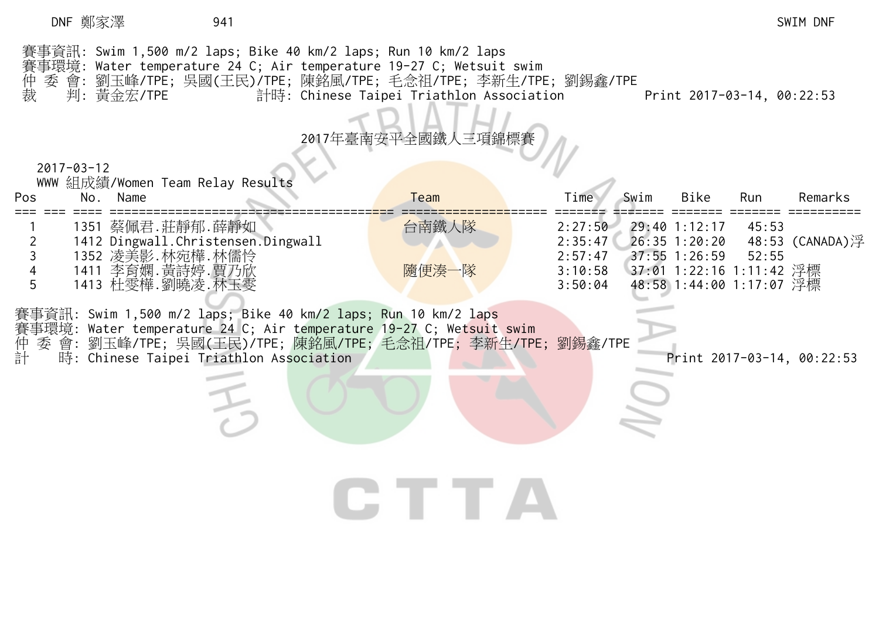DNF 鄭家澤 941 SWIM DNF

賽事資訊: Swim 1,500 m/2 laps; Bike 40 km/2 laps; Run 10 km/2 laps
賽事環境: Water temperature 24 C; Air temperature 19-27 C; Wetsuit swim
仲 委 會: 劉玉峰/TPE; 吳國(王民)/TPE; 陳銘風/TPE; 毛念祖/TPE; 李新生/TPE; 劉錫鑫/TPE
裁 判: 黃金宏/TPE 計時: Chinese Taipei Triathlon Association Print 2017-03-14, 00:22:53

# 2017年臺南安平全國鐵人三項錦標賽

2017-03-12
WWW 組成績/Women Team Relay Results

| Pos | No. | Name | Team | Time | Swim | Bike | Run | Remarks |
|---|---|---|---|---|---|---|---|---|
| 1 | 1351 | 蔡佩君.莊靜郁.薛靜如 | 台南鐵人隊 | 2:27:50 | 29:40 | 1:12:17 | 45:53 | |
| 2 | 1412 | Dingwall.Christensen.Dingwall | | 2:35:47 | 26:35 | 1:20:20 | 48:53 | (CANADA)浮 |
| 3 | 1352 | 凌美影.林宛樺.林儒怜 | | 2:57:47 | 37:55 | 1:26:59 | 52:55 | |
| 4 | 1411 | 李育嫻.黃詩婷.賈乃欣 | 隨便湊一隊 | 3:10:58 | 37:01 | 1:22:16 | 1:11:42 | 浮標 |
| 5 | 1413 | 杜雯樺.劉曉凌.林玉雯 | | 3:50:04 | 48:58 | 1:44:00 | 1:17:07 | 浮標 |

賽事資訊: Swim 1,500 m/2 laps; Bike 40 km/2 laps; Run 10 km/2 laps
賽事環境: Water temperature 24 C; Air temperature 19-27 C; Wetsuit swim
仲 委 會: 劉玉峰/TPE; 吳國(王民)/TPE; 陳銘風/TPE; 毛念祖/TPE; 李新生/TPE; 劉錫鑫/TPE
計 時: Chinese Taipei Triathlon Association Print 2017-03-14, 00:22:53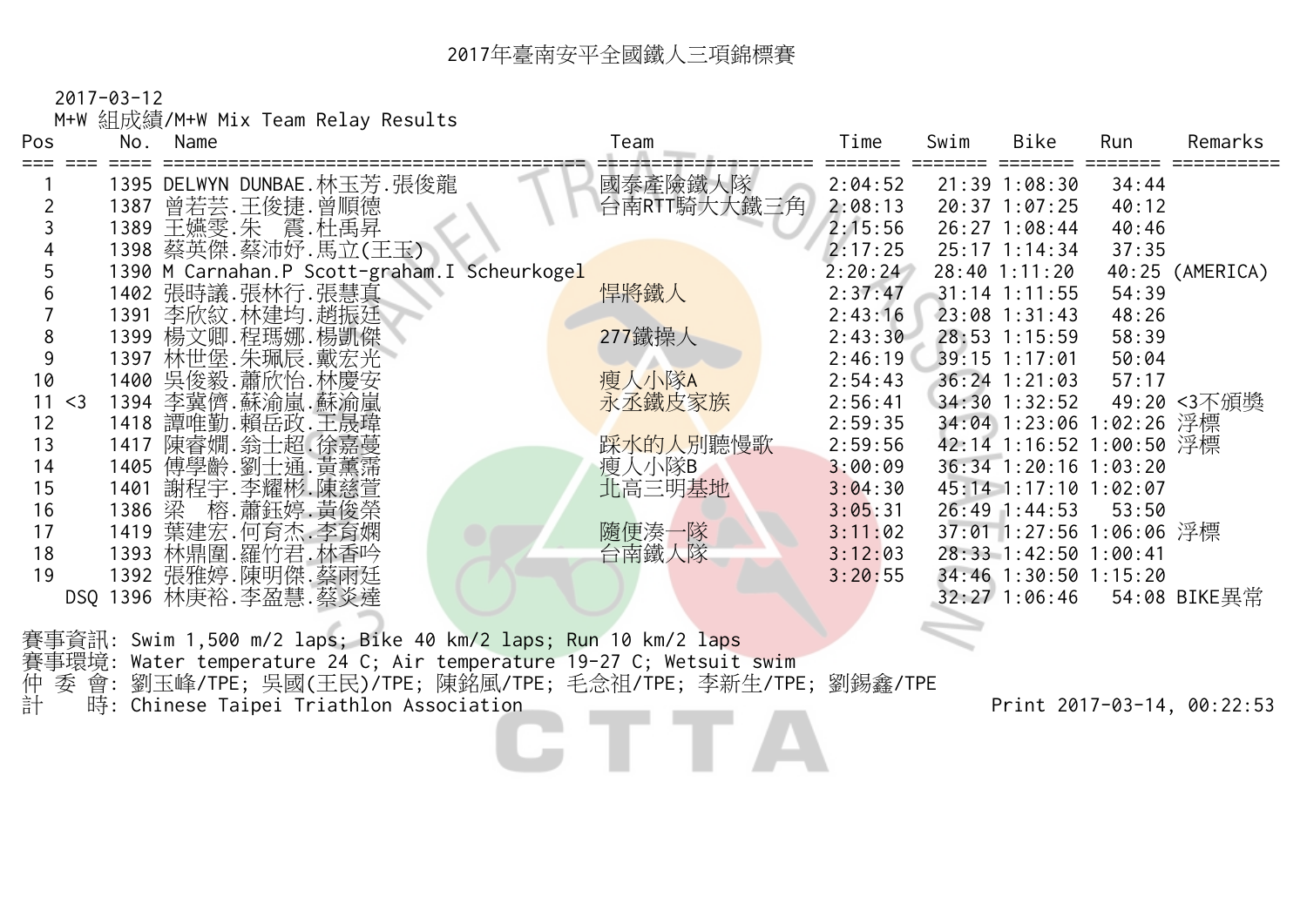# 2017年臺南安平全國鐵人三項錦標賽

2017-03-12

M+W 組成績/M+W Mix Team Relay Results

| Pos | | No. | Name | Team | Time | Swim | Bike | Run | Remarks |
|---|---|---|---|---|---|---|---|---|---|
| 1 | | 1395 | DELWYN DUNBAE.林玉芳.張俊龍 | 國泰產險鐵人隊 | 2:04:52 | 21:39 | 1:08:30 | 34:44 | |
| 2 | | 1387 | 曾若芸.王俊捷.曾順德 | 台南RTT騎大大鐵三角 | 2:08:13 | 20:37 | 1:07:25 | 40:12 | |
| 3 | | 1389 | 王嬿雯.朱 震.杜禹昇 | | 2:15:56 | 26:27 | 1:08:44 | 40:46 | |
| 4 | | 1398 | 蔡英傑.蔡沛妤.馬立(王玉) | | 2:17:25 | 25:17 | 1:14:34 | 37:35 | |
| 5 | | 1390 | M Carnahan.P Scott-graham.I Scheurkogel | | 2:20:24 | 28:40 | 1:11:20 | 40:25 | (AMERICA) |
| 6 | | 1402 | 張時議.張林行.張慧真 | 悍將鐵人 | 2:37:47 | 31:14 | 1:11:55 | 54:39 | |
| 7 | | 1391 | 李欣紋.林建均.趙振廷 | | 2:43:16 | 23:08 | 1:31:43 | 48:26 | |
| 8 | | 1399 | 楊文卿.程瑪娜.楊凱傑 | 277鐵操人 | 2:43:30 | 28:53 | 1:15:59 | 58:39 | |
| 9 | | 1397 | 林世堡.朱珮辰.戴宏光 | | 2:46:19 | 39:15 | 1:17:01 | 50:04 | |
| 10 | | 1400 | 吳俊毅.蕭欣怡.林慶安 | 瘦人小隊A | 2:54:43 | 36:24 | 1:21:03 | 57:17 | |
| 11 | <3 | 1394 | 李冀儕.蘇渝嵐.蘇渝嵐 | 永丞鐵皮家族 | 2:56:41 | 34:30 | 1:32:52 | 49:20 | <3不頒獎 |
| 12 | | 1418 | 譚唯勤.賴岳政.王晟瑋 | | 2:59:35 | 34:04 | 1:23:06 | 1:02:26 | 浮標 |
| 13 | | 1417 | 陳睿嫻.翁士超.徐嘉蔓 | 踩水的人別聽慢歌 | 2:59:56 | 42:14 | 1:16:52 | 1:00:50 | 浮標 |
| 14 | | 1405 | 傅學齡.劉士通.黃薰霈 | 瘦人小隊B | 3:00:09 | 36:34 | 1:20:16 | 1:03:20 | |
| 15 | | 1401 | 謝程宇.李耀彬.陳慈萱 | 北高三明基地 | 3:04:30 | 45:14 | 1:17:10 | 1:02:07 | |
| 16 | | 1386 | 梁 榕.蕭鈺婷.黃俊榮 | | 3:05:31 | 26:49 | 1:44:53 | 53:50 | |
| 17 | | 1419 | 葉建宏.何育杰.李育嫻 | 隨便湊一隊 | 3:11:02 | 37:01 | 1:27:56 | 1:06:06 | 浮標 |
| 18 | | 1393 | 林鼎圍.羅竹君.林杏吟 | 台南鐵人隊 | 3:12:03 | 28:33 | 1:42:50 | 1:00:41 | |
| 19 | | 1392 | 張雅婷.陳明傑.蔡雨廷 | | 3:20:55 | 34:46 | 1:30:50 | 1:15:20 | |
| | DSQ | 1396 | 林庚裕.李盈慧.蔡炎達 | | | 32:27 | 1:06:46 | 54:08 | BIKE異常 |

賽事資訊: Swim 1,500 m/2 laps; Bike 40 km/2 laps; Run 10 km/2 laps

賽事環境: Water temperature 24 C; Air temperature 19-27 C; Wetsuit swim

仲 委 會: 劉玉峰/TPE; 吳國(王民)/TPE; 陳銘風/TPE; 毛念祖/TPE; 李新生/TPE; 劉錫鑫/TPE

計　　時: Chinese Taipei Triathlon Association

Print 2017-03-14, 00:22:53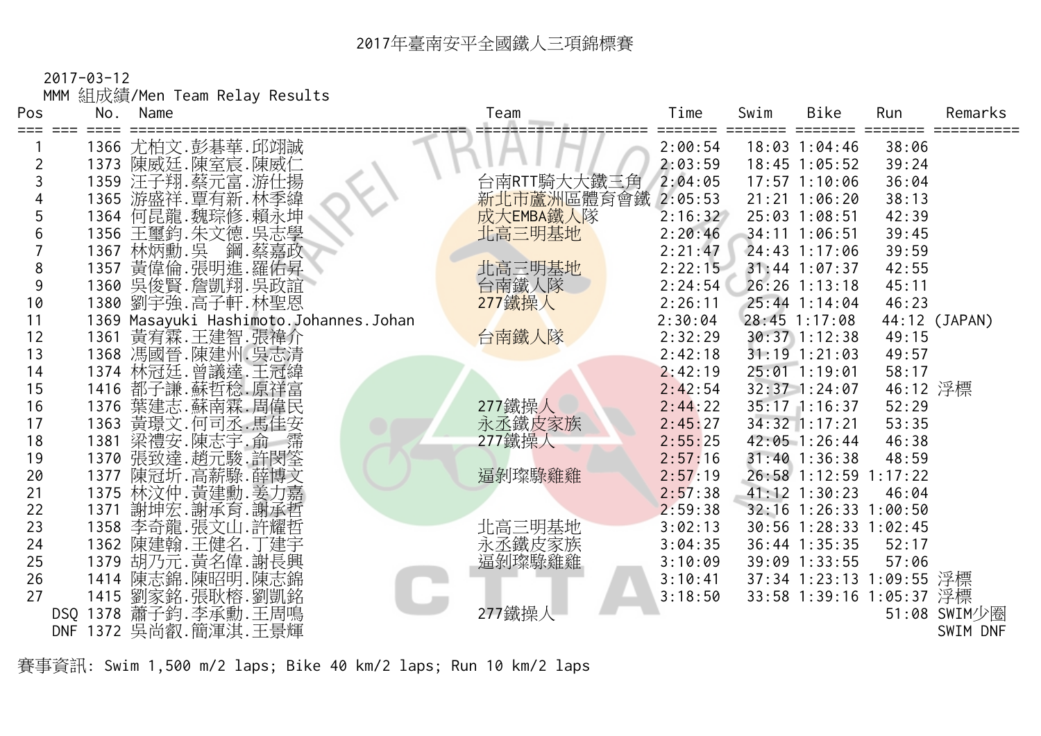# 2017年臺南安平全國鐵人三項錦標賽

2017-03-12

MMM 組成績/Men Team Relay Results

| Pos | No. | Name | Team | Time | Swim | Bike | Run | Remarks |
|---|---|---|---|---|---|---|---|---|
| 1 | 1366 | 尤柏文.彭碁華.邱翊誠 | | 2:00:54 | 18:03 | 1:04:46 | 38:06 | |
| 2 | 1373 | 陳威廷.陳室宸.陳威仁 | | 2:03:59 | 18:45 | 1:05:52 | 39:24 | |
| 3 | 1359 | 汪子翔.蔡元富.游仕揚 | 台南RTT騎大大鐵三角 | 2:04:05 | 17:57 | 1:10:06 | 36:04 | |
| 4 | 1365 | 游盛祥.賈有新.林季緯 | 新北市蘆洲區體育會鐵 | 2:05:53 | 21:21 | 1:06:20 | 38:13 | |
| 5 | 1364 | 何昆龍.魏琮修.賴永坤 | 成大EMBA鐵人隊 | 2:16:32 | 25:03 | 1:08:51 | 42:39 | |
| 6 | 1356 | 王璽鈞.朱文德.吳志學 | 北高三明基地 | 2:20:46 | 34:11 | 1:06:51 | 39:45 | |
| 7 | 1367 | 林炳勳.吳　鋼.蔡嘉政 | | 2:21:47 | 24:43 | 1:17:06 | 39:59 | |
| 8 | 1357 | 黃偉倫.張明進.羅佑昇 | 北高三明基地 | 2:22:15 | 31:44 | 1:07:37 | 42:55 | |
| 9 | 1360 | 吳俊賢.詹凱翔.吳政誼 | 台南鐵人隊 | 2:24:54 | 26:26 | 1:13:18 | 45:11 | |
| 10 | 1380 | 劉宇強.高子軒.林聖恩 | 277鐵操人 | 2:26:11 | 25:44 | 1:14:04 | 46:23 | |
| 11 | 1369 | Masayuki Hashimoto.Johannes.Johan | | 2:30:04 | 28:45 | 1:17:08 | 44:12 | (JAPAN) |
| 12 | 1361 | 黃宥霖.王建智.張褘介 | 台南鐵人隊 | 2:32:29 | 30:37 | 1:12:38 | 49:15 | |
| 13 | 1368 | 馮國晉.陳建州.吳志清 | | 2:42:18 | 31:19 | 1:21:03 | 49:57 | |
| 14 | 1374 | 林冠廷.曾議達.王冠緯 | | 2:42:19 | 25:01 | 1:19:01 | 58:17 | |
| 15 | 1416 | 都子謙.蘇哲稔.原祥富 | | 2:42:54 | 32:37 | 1:24:07 | 46:12 | 浮標 |
| 16 | 1376 | 葉建志.蘇南霖.周偉民 | 277鐵操人 | 2:44:22 | 35:17 | 1:16:37 | 52:29 | |
| 17 | 1363 | 黃璟文.何司丞.馬佳安 | 永丞鐵皮家族 | 2:45:27 | 34:32 | 1:17:21 | 53:35 | |
| 18 | 1381 | 梁禮安.陳志宇.俞　霈 | 277鐵操人 | 2:55:25 | 42:05 | 1:26:44 | 46:38 | |
| 19 | 1370 | 張致達.趙元駿.許閔筌 | | 2:57:16 | 31:40 | 1:36:38 | 48:59 | |
| 20 | 1377 | 陳冠圻.高薪験.薛博文 | 逼剁璨験雞雞 | 2:57:19 | 26:58 | 1:12:59 | 1:17:22 | |
| 21 | 1375 | 林汶仲.黃建勳.姜力嘉 | | 2:57:38 | 41:12 | 1:30:23 | 46:04 | |
| 22 | 1371 | 謝坤宏.謝承育.謝承哲 | | 2:59:38 | 32:16 | 1:26:33 | 1:00:50 | |
| 23 | 1358 | 李奇龍.張文山.許耀哲 | 北高三明基地 | 3:02:13 | 30:56 | 1:28:33 | 1:02:45 | |
| 24 | 1362 | 陳建翰.王健名.丁建宇 | 永丞鐵皮家族 | 3:04:35 | 36:44 | 1:35:35 | 52:17 | |
| 25 | 1379 | 胡乃元.黃名偉.謝長興 | 逼剁璨験雞雞 | 3:10:09 | 39:09 | 1:33:55 | 57:06 | |
| 26 | 1414 | 陳志錦.陳昭明.陳志錦 | | 3:10:41 | 37:34 | 1:23:13 | 1:09:55 | 浮標 |
| 27 | 1415 | 劉家銘.張耿榕.劉凱銘 | | 3:18:50 | 33:58 | 1:39:16 | 1:05:37 | 浮標 |
| DSQ | 1378 | 蕭子鈞.李承勳.王周鳴 | 277鐵操人 | | | | 51:08 | SWIM少圈 |
| DNF | 1372 | 吳尚叡.簡渾淇.王景輝 | | | | | | SWIM DNF |

賽事資訊: Swim 1,500 m/2 laps; Bike 40 km/2 laps; Run 10 km/2 laps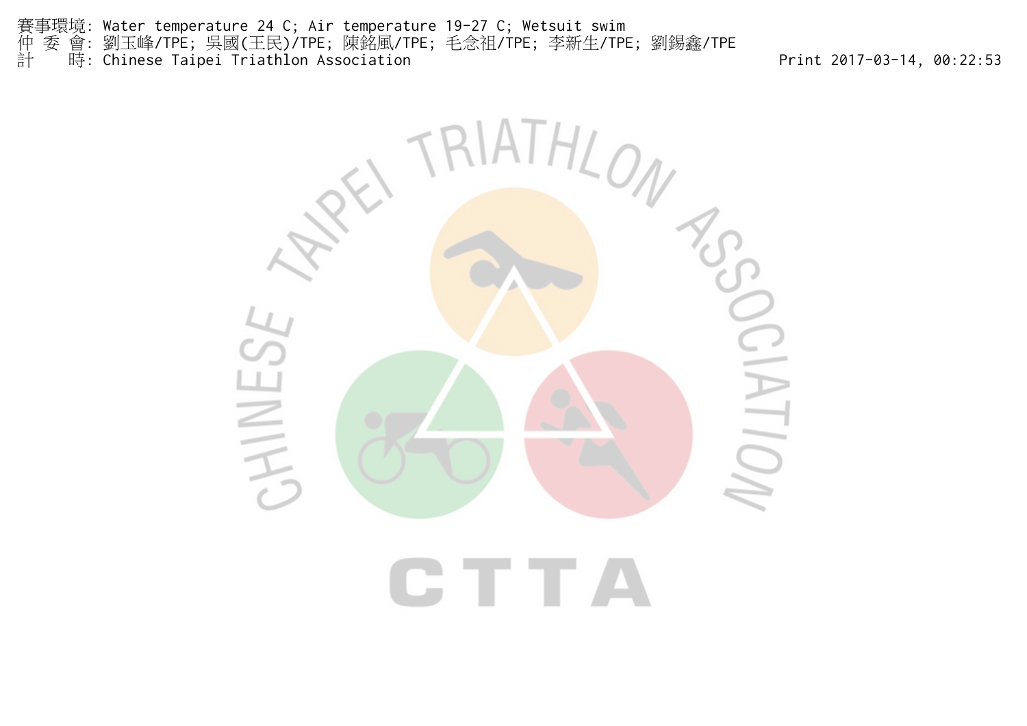賽事環境: Water temperature 24 C; Air temperature 19-27 C; Wetsuit swim
仲 委 會: 劉玉峰/TPE; 吳國(王民)/TPE; 陳銘風/TPE; 毛念祖/TPE; 李新生/TPE; 劉錫鑫/TPE
計 時: Chinese Taipei Triathlon Association

Print 2017-03-14, 00:22:53